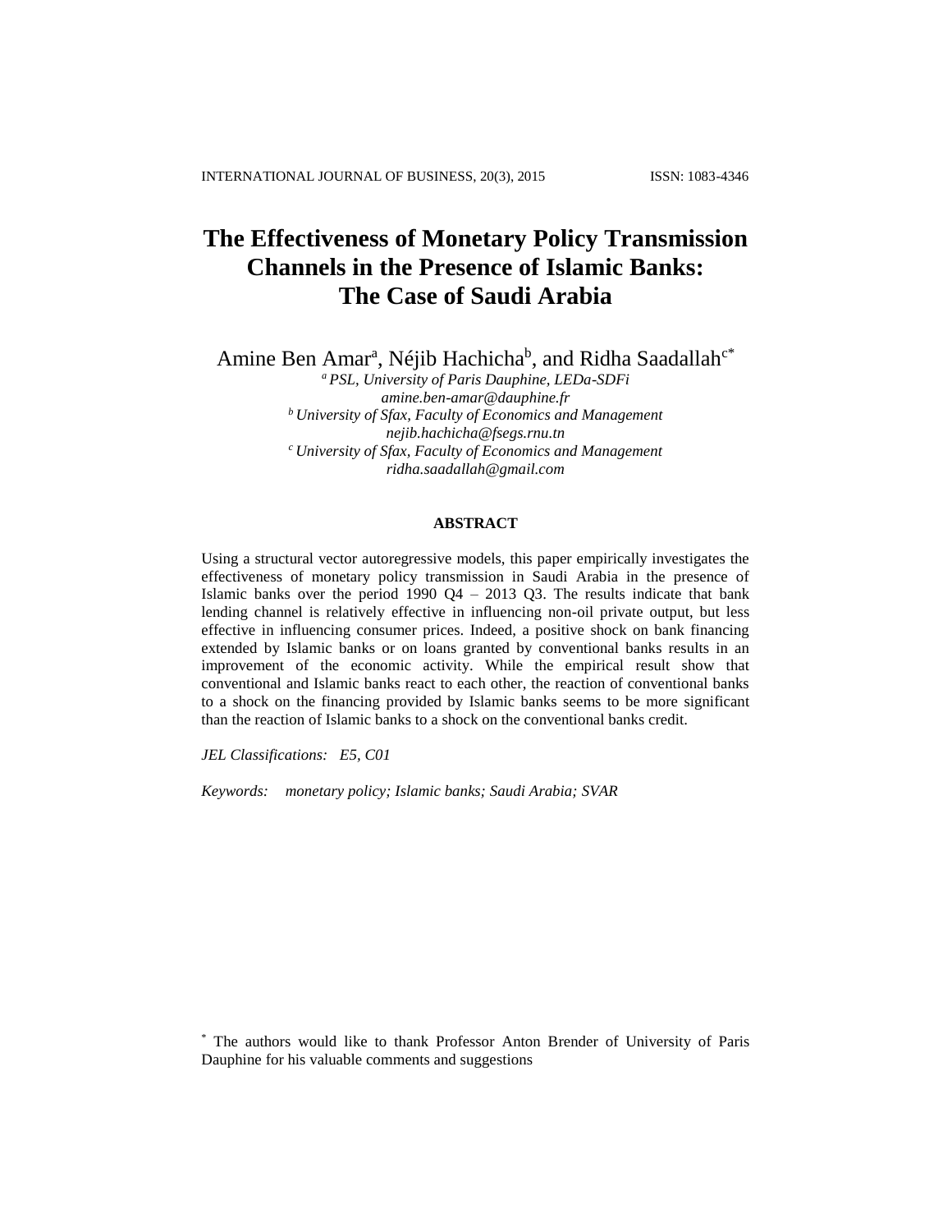# The Effectiveness of Monetary Policy Transmission Channels in the Presence of Islamic Banks: The Case of Saudi Arabia

Amine Ben Amar[a], Néjib Hachicha[b], and Ridha Saadallah[c*]

[a] *PSL, University of Paris Dauphine, LEDa-SDFi*
*amine.ben-amar@dauphine.fr*
[b] *University of Sfax, Faculty of Economics and Management*
*nejib.hachicha@fsegs.rnu.tn*
[c] *University of Sfax, Faculty of Economics and Management*
*ridha.saadallah@gmail.com*

## ABSTRACT

Using a structural vector autoregressive models, this paper empirically investigates the effectiveness of monetary policy transmission in Saudi Arabia in the presence of Islamic banks over the period 1990 Q4 – 2013 Q3. The results indicate that bank lending channel is relatively effective in influencing non-oil private output, but less effective in influencing consumer prices. Indeed, a positive shock on bank financing extended by Islamic banks or on loans granted by conventional banks results in an improvement of the economic activity. While the empirical result show that conventional and Islamic banks react to each other, the reaction of conventional banks to a shock on the financing provided by Islamic banks seems to be more significant than the reaction of Islamic banks to a shock on the conventional banks credit.

*JEL Classifications:* *E5, C01*

*Keywords:* *monetary policy; Islamic banks; Saudi Arabia; SVAR*

[*] The authors would like to thank Professor Anton Brender of University of Paris Dauphine for his valuable comments and suggestions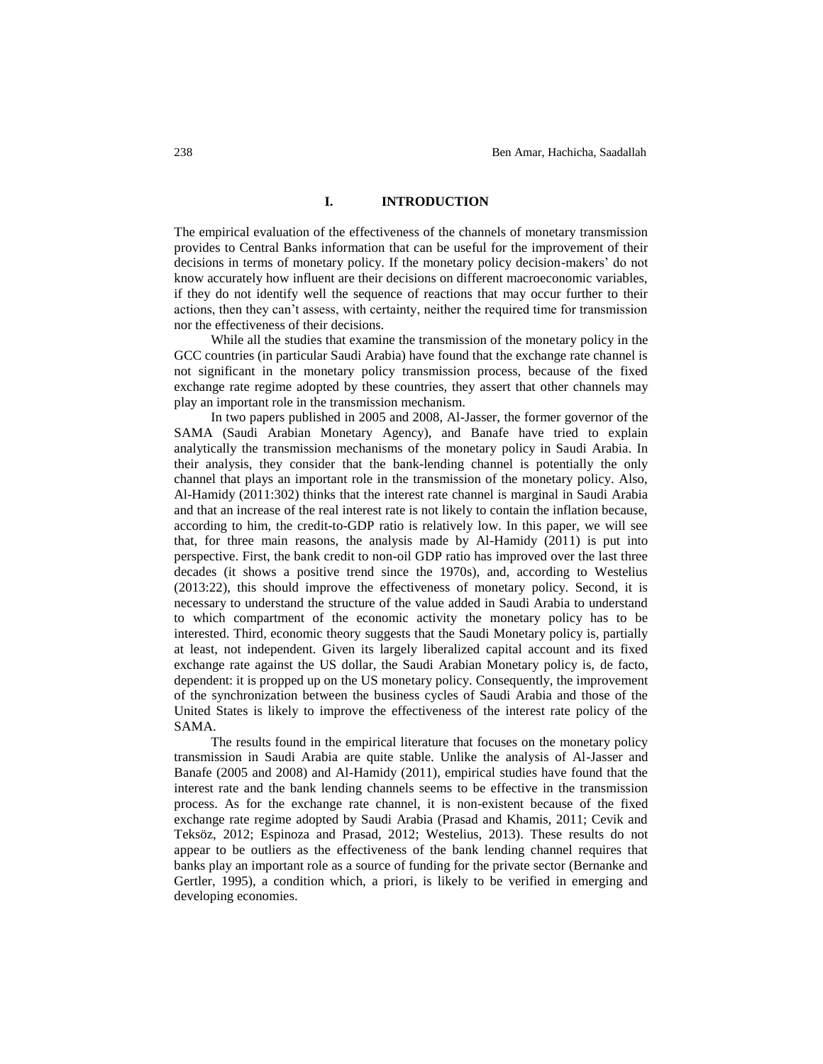## I. INTRODUCTION

The empirical evaluation of the effectiveness of the channels of monetary transmission provides to Central Banks information that can be useful for the improvement of their decisions in terms of monetary policy. If the monetary policy decision-makers' do not know accurately how influent are their decisions on different macroeconomic variables, if they do not identify well the sequence of reactions that may occur further to their actions, then they can't assess, with certainty, neither the required time for transmission nor the effectiveness of their decisions.

While all the studies that examine the transmission of the monetary policy in the GCC countries (in particular Saudi Arabia) have found that the exchange rate channel is not significant in the monetary policy transmission process, because of the fixed exchange rate regime adopted by these countries, they assert that other channels may play an important role in the transmission mechanism.

In two papers published in 2005 and 2008, Al-Jasser, the former governor of the SAMA (Saudi Arabian Monetary Agency), and Banafe have tried to explain analytically the transmission mechanisms of the monetary policy in Saudi Arabia. In their analysis, they consider that the bank-lending channel is potentially the only channel that plays an important role in the transmission of the monetary policy. Also, Al-Hamidy (2011:302) thinks that the interest rate channel is marginal in Saudi Arabia and that an increase of the real interest rate is not likely to contain the inflation because, according to him, the credit-to-GDP ratio is relatively low. In this paper, we will see that, for three main reasons, the analysis made by Al-Hamidy (2011) is put into perspective. First, the bank credit to non-oil GDP ratio has improved over the last three decades (it shows a positive trend since the 1970s), and, according to Westelius (2013:22), this should improve the effectiveness of monetary policy. Second, it is necessary to understand the structure of the value added in Saudi Arabia to understand to which compartment of the economic activity the monetary policy has to be interested. Third, economic theory suggests that the Saudi Monetary policy is, partially at least, not independent. Given its largely liberalized capital account and its fixed exchange rate against the US dollar, the Saudi Arabian Monetary policy is, de facto, dependent: it is propped up on the US monetary policy. Consequently, the improvement of the synchronization between the business cycles of Saudi Arabia and those of the United States is likely to improve the effectiveness of the interest rate policy of the SAMA.

The results found in the empirical literature that focuses on the monetary policy transmission in Saudi Arabia are quite stable. Unlike the analysis of Al-Jasser and Banafe (2005 and 2008) and Al-Hamidy (2011), empirical studies have found that the interest rate and the bank lending channels seems to be effective in the transmission process. As for the exchange rate channel, it is non-existent because of the fixed exchange rate regime adopted by Saudi Arabia (Prasad and Khamis, 2011; Cevik and Teksöz, 2012; Espinoza and Prasad, 2012; Westelius, 2013). These results do not appear to be outliers as the effectiveness of the bank lending channel requires that banks play an important role as a source of funding for the private sector (Bernanke and Gertler, 1995), a condition which, a priori, is likely to be verified in emerging and developing economies.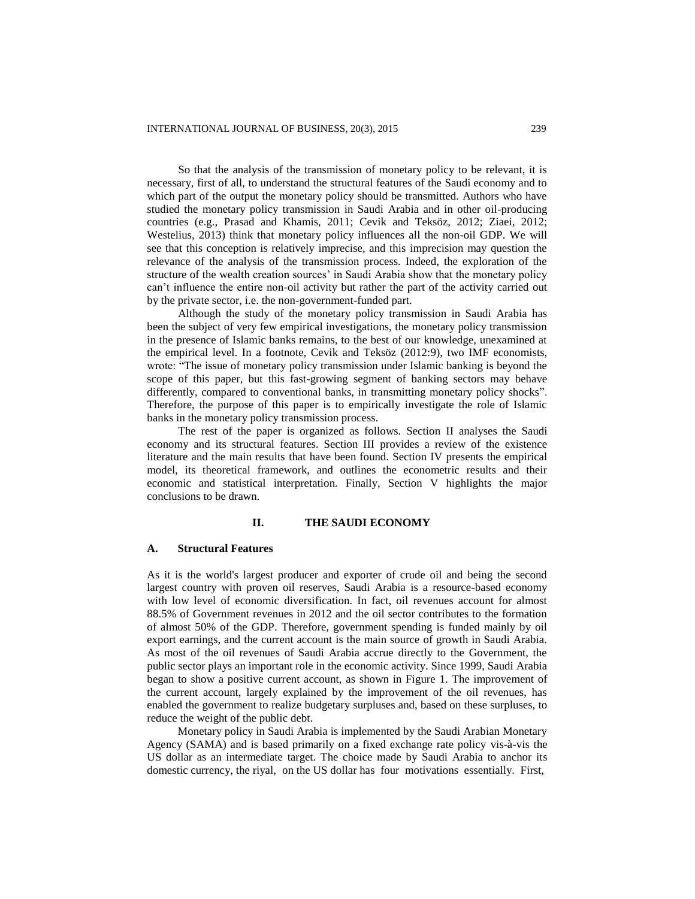So that the analysis of the transmission of monetary policy to be relevant, it is necessary, first of all, to understand the structural features of the Saudi economy and to which part of the output the monetary policy should be transmitted. Authors who have studied the monetary policy transmission in Saudi Arabia and in other oil-producing countries (e.g., Prasad and Khamis, 2011; Cevik and Teksöz, 2012; Ziaei, 2012; Westelius, 2013) think that monetary policy influences all the non-oil GDP. We will see that this conception is relatively imprecise, and this imprecision may question the relevance of the analysis of the transmission process. Indeed, the exploration of the structure of the wealth creation sources' in Saudi Arabia show that the monetary policy can't influence the entire non-oil activity but rather the part of the activity carried out by the private sector, i.e. the non-government-funded part.

Although the study of the monetary policy transmission in Saudi Arabia has been the subject of very few empirical investigations, the monetary policy transmission in the presence of Islamic banks remains, to the best of our knowledge, unexamined at the empirical level. In a footnote, Cevik and Teksöz (2012:9), two IMF economists, wrote: "The issue of monetary policy transmission under Islamic banking is beyond the scope of this paper, but this fast-growing segment of banking sectors may behave differently, compared to conventional banks, in transmitting monetary policy shocks". Therefore, the purpose of this paper is to empirically investigate the role of Islamic banks in the monetary policy transmission process.

The rest of the paper is organized as follows. Section II analyses the Saudi economy and its structural features. Section III provides a review of the existence literature and the main results that have been found. Section IV presents the empirical model, its theoretical framework, and outlines the econometric results and their economic and statistical interpretation. Finally, Section V highlights the major conclusions to be drawn.

## II. THE SAUDI ECONOMY

### A. Structural Features

As it is the world's largest producer and exporter of crude oil and being the second largest country with proven oil reserves, Saudi Arabia is a resource-based economy with low level of economic diversification. In fact, oil revenues account for almost 88.5% of Government revenues in 2012 and the oil sector contributes to the formation of almost 50% of the GDP. Therefore, government spending is funded mainly by oil export earnings, and the current account is the main source of growth in Saudi Arabia. As most of the oil revenues of Saudi Arabia accrue directly to the Government, the public sector plays an important role in the economic activity. Since 1999, Saudi Arabia began to show a positive current account, as shown in Figure 1. The improvement of the current account, largely explained by the improvement of the oil revenues, has enabled the government to realize budgetary surpluses and, based on these surpluses, to reduce the weight of the public debt.

Monetary policy in Saudi Arabia is implemented by the Saudi Arabian Monetary Agency (SAMA) and is based primarily on a fixed exchange rate policy vis-à-vis the US dollar as an intermediate target. The choice made by Saudi Arabia to anchor its domestic currency, the riyal, on the US dollar has four motivations essentially. First,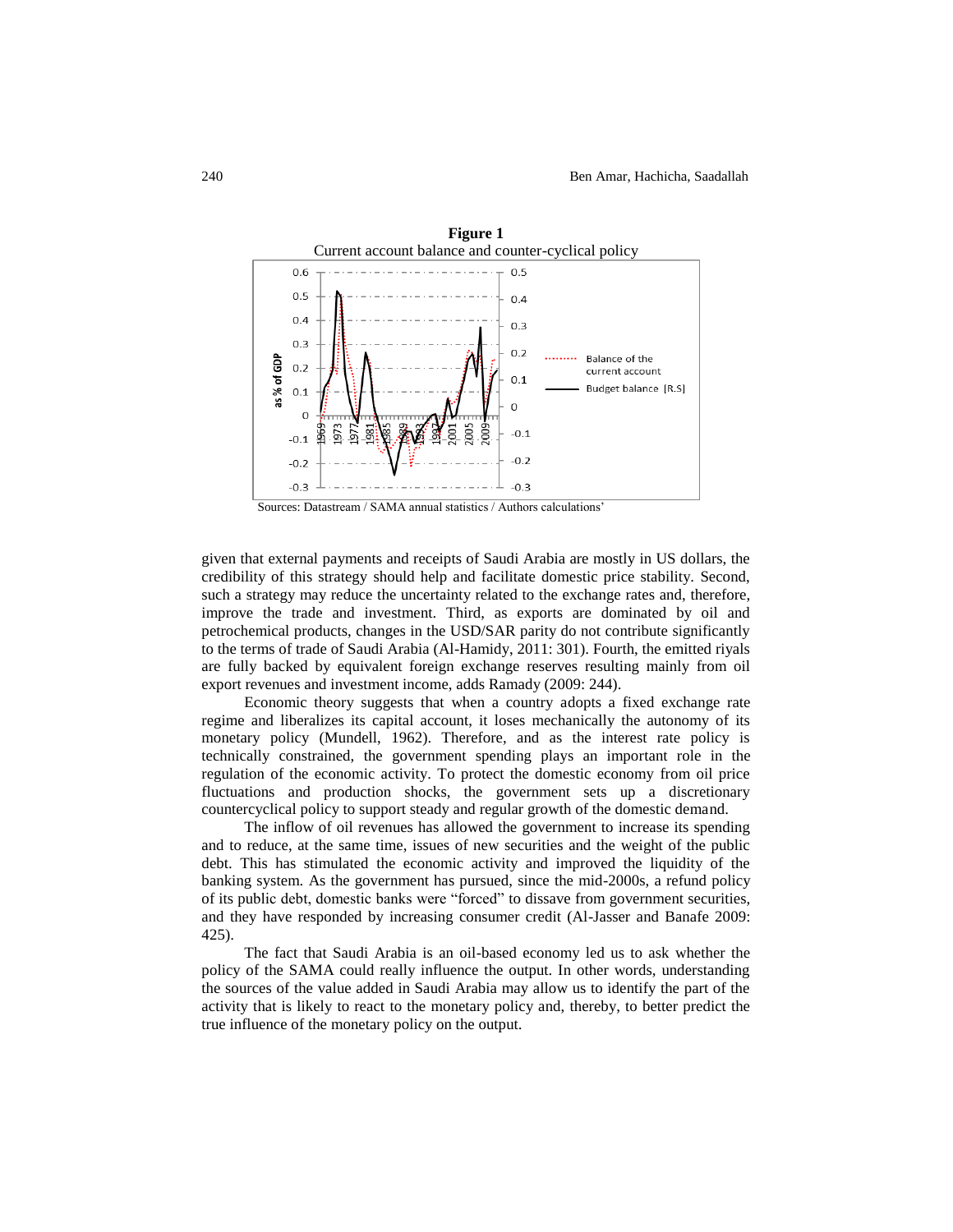**Figure 1**

Current account balance and counter-cyclical policy

Sources: Datastream / SAMA annual statistics / Authors calculations'

given that external payments and receipts of Saudi Arabia are mostly in US dollars, the credibility of this strategy should help and facilitate domestic price stability. Second, such a strategy may reduce the uncertainty related to the exchange rates and, therefore, improve the trade and investment. Third, as exports are dominated by oil and petrochemical products, changes in the USD/SAR parity do not contribute significantly to the terms of trade of Saudi Arabia (Al-Hamidy, 2011: 301). Fourth, the emitted riyals are fully backed by equivalent foreign exchange reserves resulting mainly from oil export revenues and investment income, adds Ramady (2009: 244).

Economic theory suggests that when a country adopts a fixed exchange rate regime and liberalizes its capital account, it loses mechanically the autonomy of its monetary policy (Mundell, 1962). Therefore, and as the interest rate policy is technically constrained, the government spending plays an important role in the regulation of the economic activity. To protect the domestic economy from oil price fluctuations and production shocks, the government sets up a discretionary countercyclical policy to support steady and regular growth of the domestic demand.

The inflow of oil revenues has allowed the government to increase its spending and to reduce, at the same time, issues of new securities and the weight of the public debt. This has stimulated the economic activity and improved the liquidity of the banking system. As the government has pursued, since the mid-2000s, a refund policy of its public debt, domestic banks were "forced" to dissave from government securities, and they have responded by increasing consumer credit (Al-Jasser and Banafe 2009: 425).

The fact that Saudi Arabia is an oil-based economy led us to ask whether the policy of the SAMA could really influence the output. In other words, understanding the sources of the value added in Saudi Arabia may allow us to identify the part of the activity that is likely to react to the monetary policy and, thereby, to better predict the true influence of the monetary policy on the output.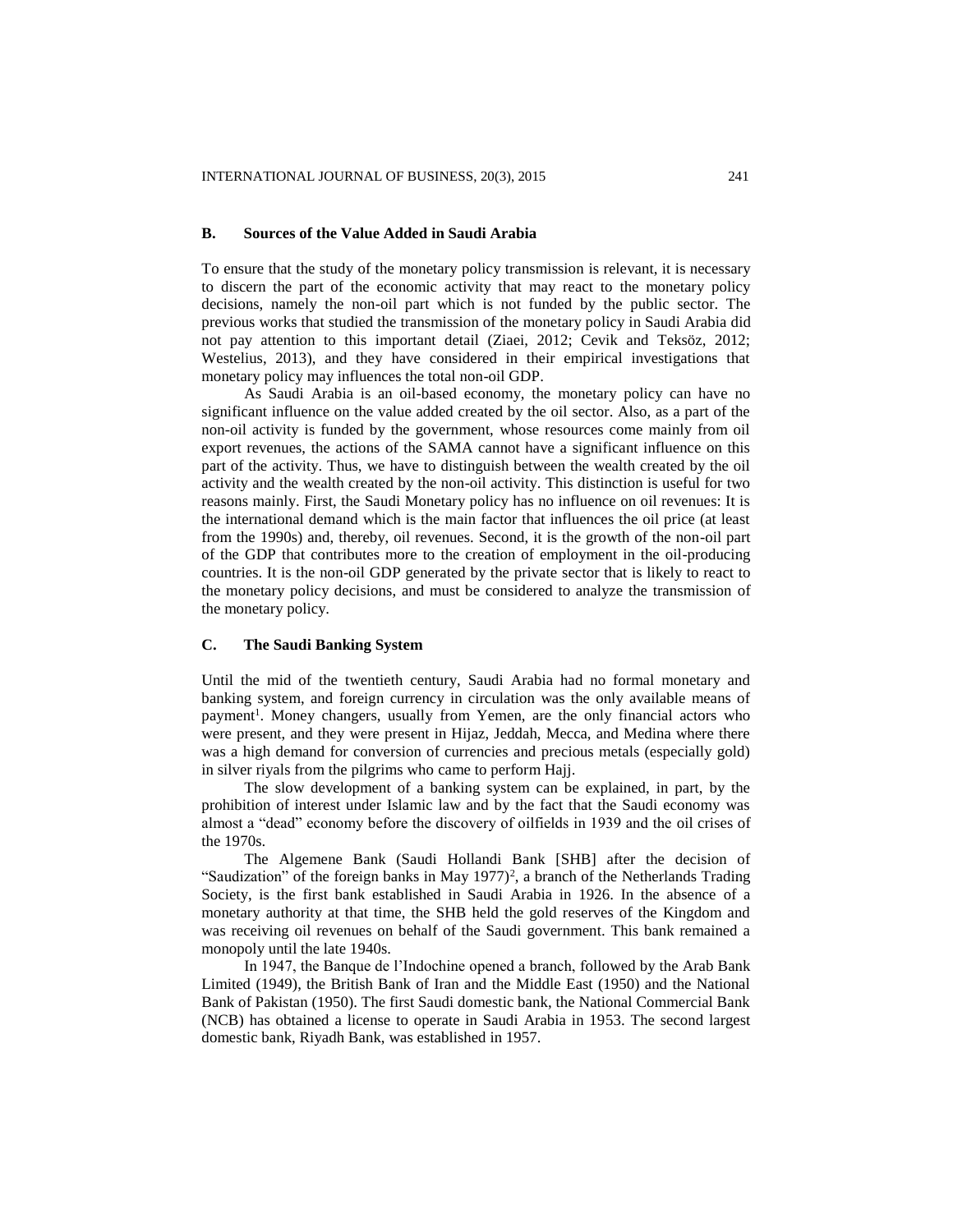### B. Sources of the Value Added in Saudi Arabia

To ensure that the study of the monetary policy transmission is relevant, it is necessary to discern the part of the economic activity that may react to the monetary policy decisions, namely the non-oil part which is not funded by the public sector. The previous works that studied the transmission of the monetary policy in Saudi Arabia did not pay attention to this important detail (Ziaei, 2012; Cevik and Teksöz, 2012; Westelius, 2013), and they have considered in their empirical investigations that monetary policy may influences the total non-oil GDP.

As Saudi Arabia is an oil-based economy, the monetary policy can have no significant influence on the value added created by the oil sector. Also, as a part of the non-oil activity is funded by the government, whose resources come mainly from oil export revenues, the actions of the SAMA cannot have a significant influence on this part of the activity. Thus, we have to distinguish between the wealth created by the oil activity and the wealth created by the non-oil activity. This distinction is useful for two reasons mainly. First, the Saudi Monetary policy has no influence on oil revenues: It is the international demand which is the main factor that influences the oil price (at least from the 1990s) and, thereby, oil revenues. Second, it is the growth of the non-oil part of the GDP that contributes more to the creation of employment in the oil-producing countries. It is the non-oil GDP generated by the private sector that is likely to react to the monetary policy decisions, and must be considered to analyze the transmission of the monetary policy.

### C. The Saudi Banking System

Until the mid of the twentieth century, Saudi Arabia had no formal monetary and banking system, and foreign currency in circulation was the only available means of payment[1]. Money changers, usually from Yemen, are the only financial actors who were present, and they were present in Hijaz, Jeddah, Mecca, and Medina where there was a high demand for conversion of currencies and precious metals (especially gold) in silver riyals from the pilgrims who came to perform Hajj.

The slow development of a banking system can be explained, in part, by the prohibition of interest under Islamic law and by the fact that the Saudi economy was almost a "dead" economy before the discovery of oilfields in 1939 and the oil crises of the 1970s.

The Algemene Bank (Saudi Hollandi Bank [SHB] after the decision of "Saudization" of the foreign banks in May 1977)[2], a branch of the Netherlands Trading Society, is the first bank established in Saudi Arabia in 1926. In the absence of a monetary authority at that time, the SHB held the gold reserves of the Kingdom and was receiving oil revenues on behalf of the Saudi government. This bank remained a monopoly until the late 1940s.

In 1947, the Banque de l'Indochine opened a branch, followed by the Arab Bank Limited (1949), the British Bank of Iran and the Middle East (1950) and the National Bank of Pakistan (1950). The first Saudi domestic bank, the National Commercial Bank (NCB) has obtained a license to operate in Saudi Arabia in 1953. The second largest domestic bank, Riyadh Bank, was established in 1957.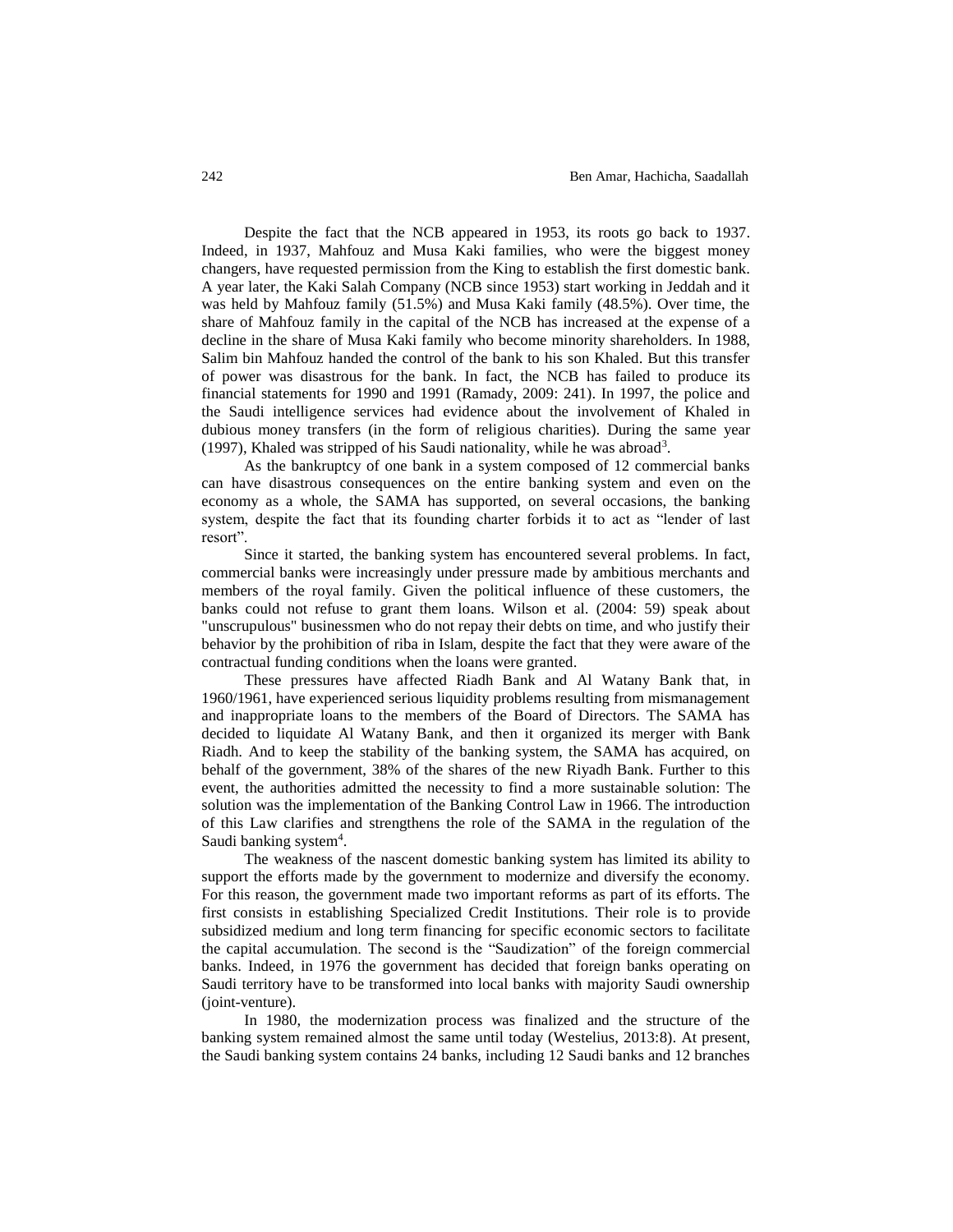Despite the fact that the NCB appeared in 1953, its roots go back to 1937. Indeed, in 1937, Mahfouz and Musa Kaki families, who were the biggest money changers, have requested permission from the King to establish the first domestic bank. A year later, the Kaki Salah Company (NCB since 1953) start working in Jeddah and it was held by Mahfouz family (51.5%) and Musa Kaki family (48.5%). Over time, the share of Mahfouz family in the capital of the NCB has increased at the expense of a decline in the share of Musa Kaki family who become minority shareholders. In 1988, Salim bin Mahfouz handed the control of the bank to his son Khaled. But this transfer of power was disastrous for the bank. In fact, the NCB has failed to produce its financial statements for 1990 and 1991 (Ramady, 2009: 241). In 1997, the police and the Saudi intelligence services had evidence about the involvement of Khaled in dubious money transfers (in the form of religious charities). During the same year (1997), Khaled was stripped of his Saudi nationality, while he was abroad[3].

As the bankruptcy of one bank in a system composed of 12 commercial banks can have disastrous consequences on the entire banking system and even on the economy as a whole, the SAMA has supported, on several occasions, the banking system, despite the fact that its founding charter forbids it to act as "lender of last resort".

Since it started, the banking system has encountered several problems. In fact, commercial banks were increasingly under pressure made by ambitious merchants and members of the royal family. Given the political influence of these customers, the banks could not refuse to grant them loans. Wilson et al. (2004: 59) speak about "unscrupulous" businessmen who do not repay their debts on time, and who justify their behavior by the prohibition of riba in Islam, despite the fact that they were aware of the contractual funding conditions when the loans were granted.

These pressures have affected Riadh Bank and Al Watany Bank that, in 1960/1961, have experienced serious liquidity problems resulting from mismanagement and inappropriate loans to the members of the Board of Directors. The SAMA has decided to liquidate Al Watany Bank, and then it organized its merger with Bank Riadh. And to keep the stability of the banking system, the SAMA has acquired, on behalf of the government, 38% of the shares of the new Riyadh Bank. Further to this event, the authorities admitted the necessity to find a more sustainable solution: The solution was the implementation of the Banking Control Law in 1966. The introduction of this Law clarifies and strengthens the role of the SAMA in the regulation of the Saudi banking system[4].

The weakness of the nascent domestic banking system has limited its ability to support the efforts made by the government to modernize and diversify the economy. For this reason, the government made two important reforms as part of its efforts. The first consists in establishing Specialized Credit Institutions. Their role is to provide subsidized medium and long term financing for specific economic sectors to facilitate the capital accumulation. The second is the "Saudization" of the foreign commercial banks. Indeed, in 1976 the government has decided that foreign banks operating on Saudi territory have to be transformed into local banks with majority Saudi ownership (joint-venture).

In 1980, the modernization process was finalized and the structure of the banking system remained almost the same until today (Westelius, 2013:8). At present, the Saudi banking system contains 24 banks, including 12 Saudi banks and 12 branches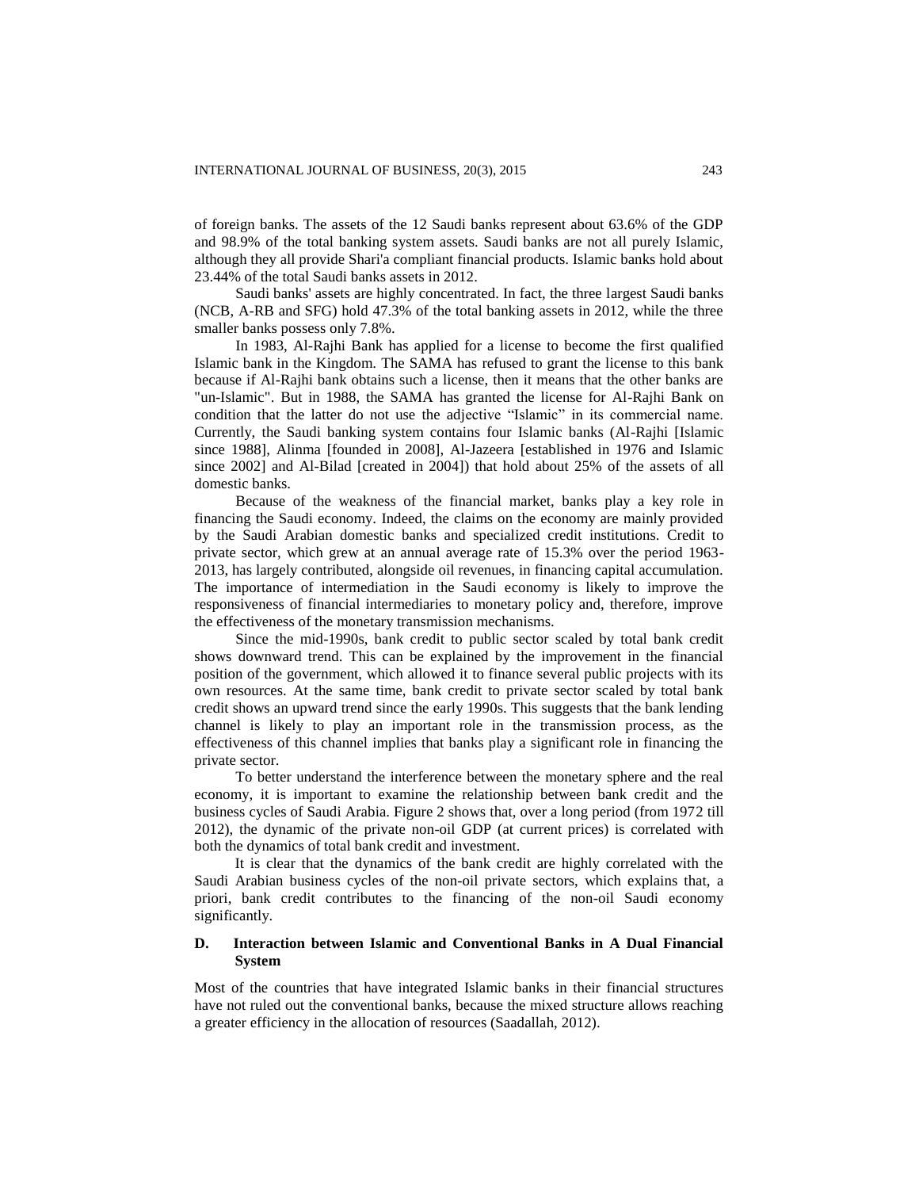of foreign banks. The assets of the 12 Saudi banks represent about 63.6% of the GDP and 98.9% of the total banking system assets. Saudi banks are not all purely Islamic, although they all provide Shari'a compliant financial products. Islamic banks hold about 23.44% of the total Saudi banks assets in 2012.

Saudi banks' assets are highly concentrated. In fact, the three largest Saudi banks (NCB, A-RB and SFG) hold 47.3% of the total banking assets in 2012, while the three smaller banks possess only 7.8%.

In 1983, Al-Rajhi Bank has applied for a license to become the first qualified Islamic bank in the Kingdom. The SAMA has refused to grant the license to this bank because if Al-Rajhi bank obtains such a license, then it means that the other banks are "un-Islamic". But in 1988, the SAMA has granted the license for Al-Rajhi Bank on condition that the latter do not use the adjective "Islamic" in its commercial name. Currently, the Saudi banking system contains four Islamic banks (Al-Rajhi [Islamic since 1988], Alinma [founded in 2008], Al-Jazeera [established in 1976 and Islamic since 2002] and Al-Bilad [created in 2004]) that hold about 25% of the assets of all domestic banks.

Because of the weakness of the financial market, banks play a key role in financing the Saudi economy. Indeed, the claims on the economy are mainly provided by the Saudi Arabian domestic banks and specialized credit institutions. Credit to private sector, which grew at an annual average rate of 15.3% over the period 1963-2013, has largely contributed, alongside oil revenues, in financing capital accumulation. The importance of intermediation in the Saudi economy is likely to improve the responsiveness of financial intermediaries to monetary policy and, therefore, improve the effectiveness of the monetary transmission mechanisms.

Since the mid-1990s, bank credit to public sector scaled by total bank credit shows downward trend. This can be explained by the improvement in the financial position of the government, which allowed it to finance several public projects with its own resources. At the same time, bank credit to private sector scaled by total bank credit shows an upward trend since the early 1990s. This suggests that the bank lending channel is likely to play an important role in the transmission process, as the effectiveness of this channel implies that banks play a significant role in financing the private sector.

To better understand the interference between the monetary sphere and the real economy, it is important to examine the relationship between bank credit and the business cycles of Saudi Arabia. Figure 2 shows that, over a long period (from 1972 till 2012), the dynamic of the private non-oil GDP (at current prices) is correlated with both the dynamics of total bank credit and investment.

It is clear that the dynamics of the bank credit are highly correlated with the Saudi Arabian business cycles of the non-oil private sectors, which explains that, a priori, bank credit contributes to the financing of the non-oil Saudi economy significantly.

## D. Interaction between Islamic and Conventional Banks in A Dual Financial System

Most of the countries that have integrated Islamic banks in their financial structures have not ruled out the conventional banks, because the mixed structure allows reaching a greater efficiency in the allocation of resources (Saadallah, 2012).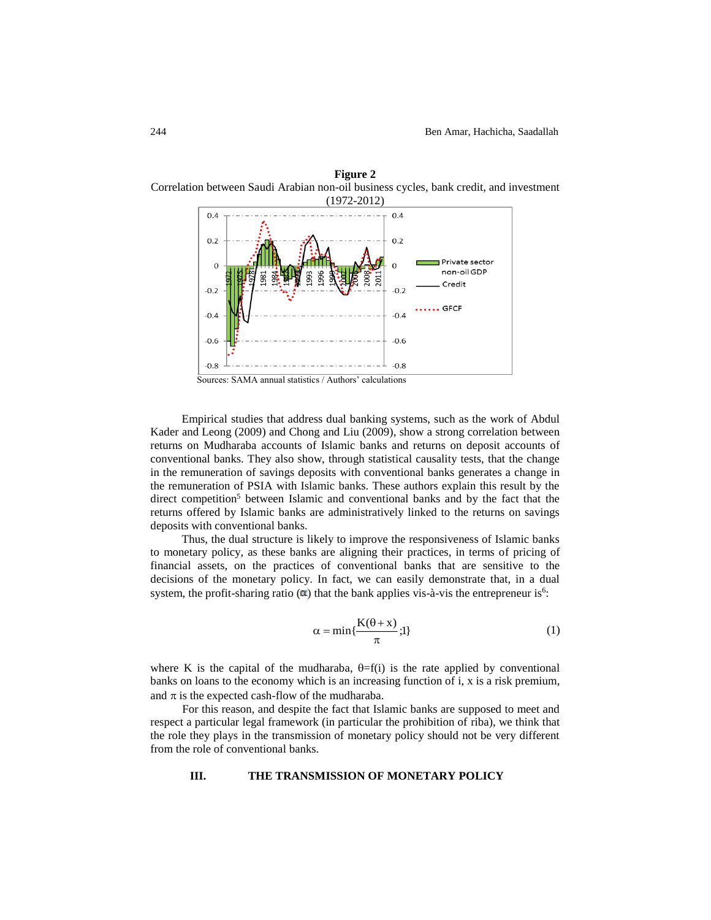**Figure 2**

Correlation between Saudi Arabian non-oil business cycles, bank credit, and investment (1972-2012)

Sources: SAMA annual statistics / Authors' calculations

Empirical studies that address dual banking systems, such as the work of Abdul Kader and Leong (2009) and Chong and Liu (2009), show a strong correlation between returns on Mudharaba accounts of Islamic banks and returns on deposit accounts of conventional banks. They also show, through statistical causality tests, that the change in the remuneration of savings deposits with conventional banks generates a change in the remuneration of PSIA with Islamic banks. These authors explain this result by the direct competition[5] between Islamic and conventional banks and by the fact that the returns offered by Islamic banks are administratively linked to the returns on savings deposits with conventional banks.

Thus, the dual structure is likely to improve the responsiveness of Islamic banks to monetary policy, as these banks are aligning their practices, in terms of pricing of financial assets, on the practices of conventional banks that are sensitive to the decisions of the monetary policy. In fact, we can easily demonstrate that, in a dual system, the profit-sharing ratio ($\alpha$) that the bank applies vis-à-vis the entrepreneur is[6]:

$$\alpha = \min\{\frac{K(\theta + x)}{\pi};1\} \tag{1}$$

where K is the capital of the mudharaba, $\theta$=f(i) is the rate applied by conventional banks on loans to the economy which is an increasing function of i, x is a risk premium, and $\pi$ is the expected cash-flow of the mudharaba.

For this reason, and despite the fact that Islamic banks are supposed to meet and respect a particular legal framework (in particular the prohibition of riba), we think that the role they plays in the transmission of monetary policy should not be very different from the role of conventional banks.

## III. THE TRANSMISSION OF MONETARY POLICY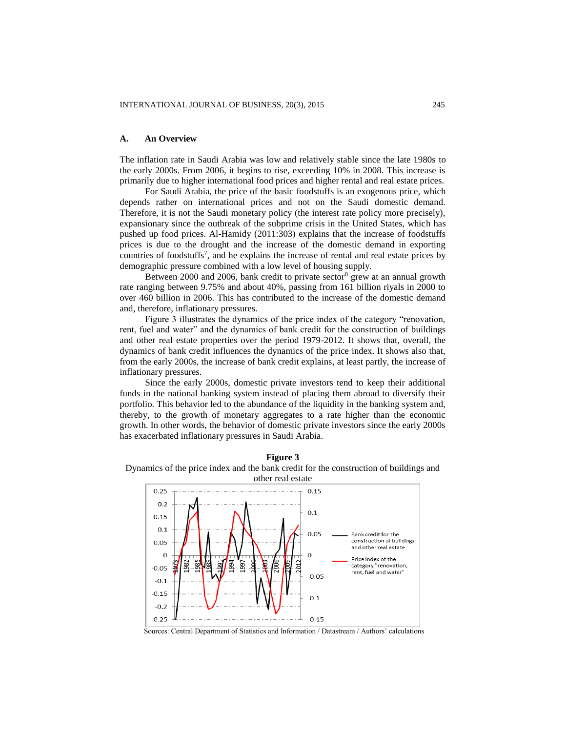### A. An Overview

The inflation rate in Saudi Arabia was low and relatively stable since the late 1980s to the early 2000s. From 2006, it begins to rise, exceeding 10% in 2008. This increase is primarily due to higher international food prices and higher rental and real estate prices.

For Saudi Arabia, the price of the basic foodstuffs is an exogenous price, which depends rather on international prices and not on the Saudi domestic demand. Therefore, it is not the Saudi monetary policy (the interest rate policy more precisely), expansionary since the outbreak of the subprime crisis in the United States, which has pushed up food prices. Al-Hamidy (2011:303) explains that the increase of foodstuffs prices is due to the drought and the increase of the domestic demand in exporting countries of foodstuffs[7], and he explains the increase of rental and real estate prices by demographic pressure combined with a low level of housing supply.

Between 2000 and 2006, bank credit to private sector[8] grew at an annual growth rate ranging between 9.75% and about 40%, passing from 161 billion riyals in 2000 to over 460 billion in 2006. This has contributed to the increase of the domestic demand and, therefore, inflationary pressures.

Figure 3 illustrates the dynamics of the price index of the category "renovation, rent, fuel and water" and the dynamics of bank credit for the construction of buildings and other real estate properties over the period 1979-2012. It shows that, overall, the dynamics of bank credit influences the dynamics of the price index. It shows also that, from the early 2000s, the increase of bank credit explains, at least partly, the increase of inflationary pressures.

Since the early 2000s, domestic private investors tend to keep their additional funds in the national banking system instead of placing them abroad to diversify their portfolio. This behavior led to the abundance of the liquidity in the banking system and, thereby, to the growth of monetary aggregates to a rate higher than the economic growth. In other words, the behavior of domestic private investors since the early 2000s has exacerbated inflationary pressures in Saudi Arabia.

**Figure 3**

Dynamics of the price index and the bank credit for the construction of buildings and other real estate

Sources: Central Department of Statistics and Information / Datastream / Authors' calculations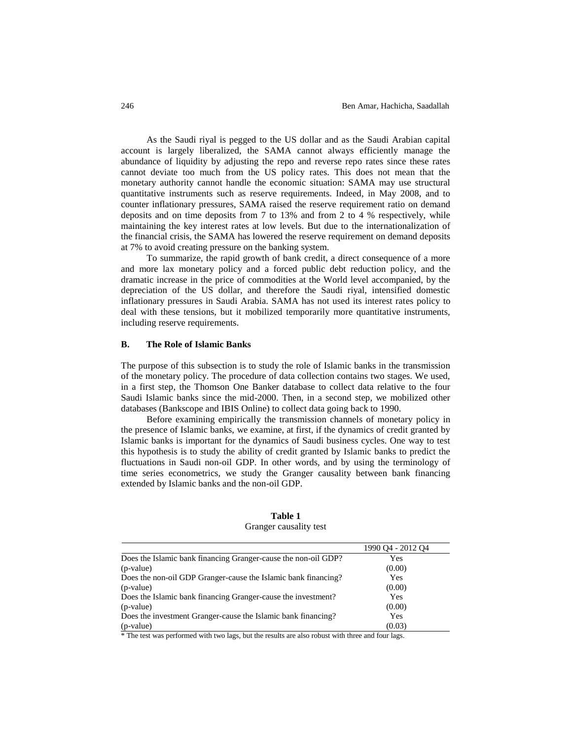As the Saudi riyal is pegged to the US dollar and as the Saudi Arabian capital account is largely liberalized, the SAMA cannot always efficiently manage the abundance of liquidity by adjusting the repo and reverse repo rates since these rates cannot deviate too much from the US policy rates. This does not mean that the monetary authority cannot handle the economic situation: SAMA may use structural quantitative instruments such as reserve requirements. Indeed, in May 2008, and to counter inflationary pressures, SAMA raised the reserve requirement ratio on demand deposits and on time deposits from 7 to 13% and from 2 to 4 % respectively, while maintaining the key interest rates at low levels. But due to the internationalization of the financial crisis, the SAMA has lowered the reserve requirement on demand deposits at 7% to avoid creating pressure on the banking system.

To summarize, the rapid growth of bank credit, a direct consequence of a more and more lax monetary policy and a forced public debt reduction policy, and the dramatic increase in the price of commodities at the World level accompanied, by the depreciation of the US dollar, and therefore the Saudi riyal, intensified domestic inflationary pressures in Saudi Arabia. SAMA has not used its interest rates policy to deal with these tensions, but it mobilized temporarily more quantitative instruments, including reserve requirements.

### B. The Role of Islamic Banks

The purpose of this subsection is to study the role of Islamic banks in the transmission of the monetary policy. The procedure of data collection contains two stages. We used, in a first step, the Thomson One Banker database to collect data relative to the four Saudi Islamic banks since the mid-2000. Then, in a second step, we mobilized other databases (Bankscope and IBIS Online) to collect data going back to 1990.

Before examining empirically the transmission channels of monetary policy in the presence of Islamic banks, we examine, at first, if the dynamics of credit granted by Islamic banks is important for the dynamics of Saudi business cycles. One way to test this hypothesis is to study the ability of credit granted by Islamic banks to predict the fluctuations in Saudi non-oil GDP. In other words, and by using the terminology of time series econometrics, we study the Granger causality between bank financing extended by Islamic banks and the non-oil GDP.

**Table 1**
Granger causality test

| | 1990 Q4 - 2012 Q4 |
|---|---|
| Does the Islamic bank financing Granger-cause the non-oil GDP? | Yes |
| (p-value) | (0.00) |
| Does the non-oil GDP Granger-cause the Islamic bank financing? | Yes |
| (p-value) | (0.00) |
| Does the Islamic bank financing Granger-cause the investment? | Yes |
| (p-value) | (0.00) |
| Does the investment Granger-cause the Islamic bank financing? | Yes |
| (p-value) | (0.03) |

* The test was performed with two lags, but the results are also robust with three and four lags.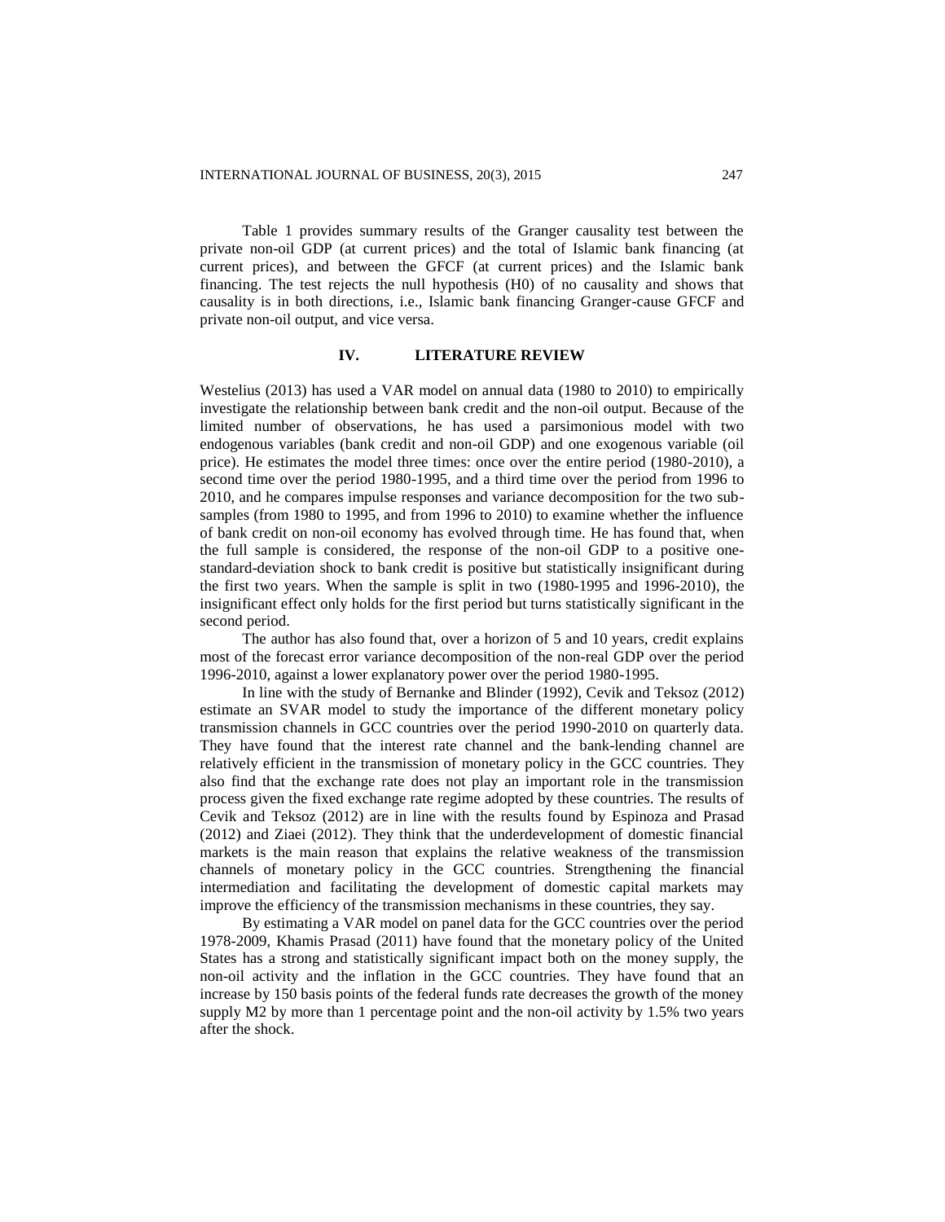Table 1 provides summary results of the Granger causality test between the private non-oil GDP (at current prices) and the total of Islamic bank financing (at current prices), and between the GFCF (at current prices) and the Islamic bank financing. The test rejects the null hypothesis (H0) of no causality and shows that causality is in both directions, i.e., Islamic bank financing Granger-cause GFCF and private non-oil output, and vice versa.

## IV. LITERATURE REVIEW

Westelius (2013) has used a VAR model on annual data (1980 to 2010) to empirically investigate the relationship between bank credit and the non-oil output. Because of the limited number of observations, he has used a parsimonious model with two endogenous variables (bank credit and non-oil GDP) and one exogenous variable (oil price). He estimates the model three times: once over the entire period (1980-2010), a second time over the period 1980-1995, and a third time over the period from 1996 to 2010, and he compares impulse responses and variance decomposition for the two sub-samples (from 1980 to 1995, and from 1996 to 2010) to examine whether the influence of bank credit on non-oil economy has evolved through time. He has found that, when the full sample is considered, the response of the non-oil GDP to a positive one-standard-deviation shock to bank credit is positive but statistically insignificant during the first two years. When the sample is split in two (1980-1995 and 1996-2010), the insignificant effect only holds for the first period but turns statistically significant in the second period.

The author has also found that, over a horizon of 5 and 10 years, credit explains most of the forecast error variance decomposition of the non-real GDP over the period 1996-2010, against a lower explanatory power over the period 1980-1995.

In line with the study of Bernanke and Blinder (1992), Cevik and Teksoz (2012) estimate an SVAR model to study the importance of the different monetary policy transmission channels in GCC countries over the period 1990-2010 on quarterly data. They have found that the interest rate channel and the bank-lending channel are relatively efficient in the transmission of monetary policy in the GCC countries. They also find that the exchange rate does not play an important role in the transmission process given the fixed exchange rate regime adopted by these countries. The results of Cevik and Teksoz (2012) are in line with the results found by Espinoza and Prasad (2012) and Ziaei (2012). They think that the underdevelopment of domestic financial markets is the main reason that explains the relative weakness of the transmission channels of monetary policy in the GCC countries. Strengthening the financial intermediation and facilitating the development of domestic capital markets may improve the efficiency of the transmission mechanisms in these countries, they say.

By estimating a VAR model on panel data for the GCC countries over the period 1978-2009, Khamis Prasad (2011) have found that the monetary policy of the United States has a strong and statistically significant impact both on the money supply, the non-oil activity and the inflation in the GCC countries. They have found that an increase by 150 basis points of the federal funds rate decreases the growth of the money supply M2 by more than 1 percentage point and the non-oil activity by 1.5% two years after the shock.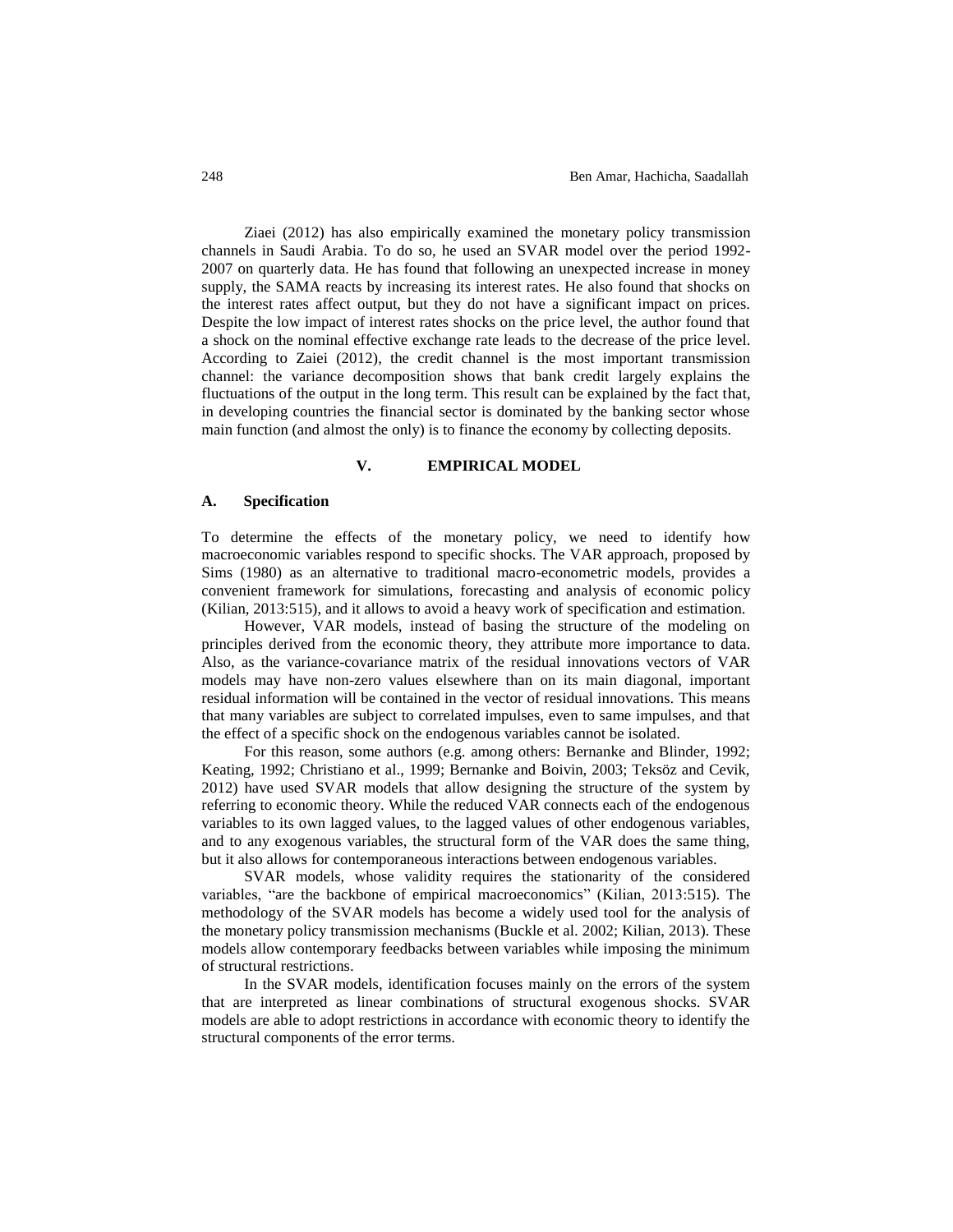Ziaei (2012) has also empirically examined the monetary policy transmission channels in Saudi Arabia. To do so, he used an SVAR model over the period 1992-2007 on quarterly data. He has found that following an unexpected increase in money supply, the SAMA reacts by increasing its interest rates. He also found that shocks on the interest rates affect output, but they do not have a significant impact on prices. Despite the low impact of interest rates shocks on the price level, the author found that a shock on the nominal effective exchange rate leads to the decrease of the price level. According to Zaiei (2012), the credit channel is the most important transmission channel: the variance decomposition shows that bank credit largely explains the fluctuations of the output in the long term. This result can be explained by the fact that, in developing countries the financial sector is dominated by the banking sector whose main function (and almost the only) is to finance the economy by collecting deposits.

## V. EMPIRICAL MODEL

### A. Specification

To determine the effects of the monetary policy, we need to identify how macroeconomic variables respond to specific shocks. The VAR approach, proposed by Sims (1980) as an alternative to traditional macro-econometric models, provides a convenient framework for simulations, forecasting and analysis of economic policy (Kilian, 2013:515), and it allows to avoid a heavy work of specification and estimation.

However, VAR models, instead of basing the structure of the modeling on principles derived from the economic theory, they attribute more importance to data. Also, as the variance-covariance matrix of the residual innovations vectors of VAR models may have non-zero values elsewhere than on its main diagonal, important residual information will be contained in the vector of residual innovations. This means that many variables are subject to correlated impulses, even to same impulses, and that the effect of a specific shock on the endogenous variables cannot be isolated.

For this reason, some authors (e.g. among others: Bernanke and Blinder, 1992; Keating, 1992; Christiano et al., 1999; Bernanke and Boivin, 2003; Teksöz and Cevik, 2012) have used SVAR models that allow designing the structure of the system by referring to economic theory. While the reduced VAR connects each of the endogenous variables to its own lagged values, to the lagged values of other endogenous variables, and to any exogenous variables, the structural form of the VAR does the same thing, but it also allows for contemporaneous interactions between endogenous variables.

SVAR models, whose validity requires the stationarity of the considered variables, "are the backbone of empirical macroeconomics" (Kilian, 2013:515). The methodology of the SVAR models has become a widely used tool for the analysis of the monetary policy transmission mechanisms (Buckle et al. 2002; Kilian, 2013). These models allow contemporary feedbacks between variables while imposing the minimum of structural restrictions.

In the SVAR models, identification focuses mainly on the errors of the system that are interpreted as linear combinations of structural exogenous shocks. SVAR models are able to adopt restrictions in accordance with economic theory to identify the structural components of the error terms.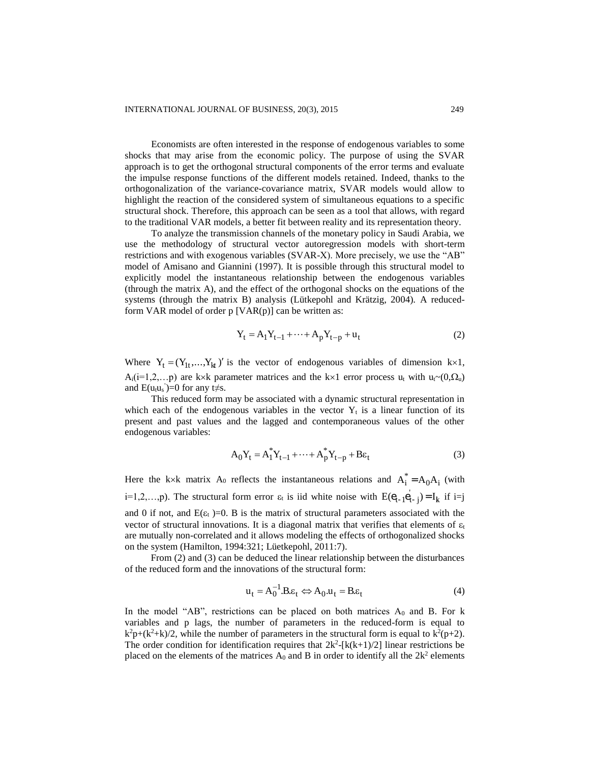Economists are often interested in the response of endogenous variables to some shocks that may arise from the economic policy. The purpose of using the SVAR approach is to get the orthogonal structural components of the error terms and evaluate the impulse response functions of the different models retained. Indeed, thanks to the orthogonalization of the variance-covariance matrix, SVAR models would allow to highlight the reaction of the considered system of simultaneous equations to a specific structural shock. Therefore, this approach can be seen as a tool that allows, with regard to the traditional VAR models, a better fit between reality and its representation theory.

To analyze the transmission channels of the monetary policy in Saudi Arabia, we use the methodology of structural vector autoregression models with short-term restrictions and with exogenous variables (SVAR-X). More precisely, we use the "AB" model of Amisano and Giannini (1997). It is possible through this structural model to explicitly model the instantaneous relationship between the endogenous variables (through the matrix A), and the effect of the orthogonal shocks on the equations of the systems (through the matrix B) analysis (Lütkepohl and Krätzig, 2004). A reduced-form VAR model of order p [VAR(p)] can be written as:

$$Y_t = A_1 Y_{t-1} + \cdots + A_p Y_{t-p} + u_t \tag{2}$$

Where $Y_t = (Y_{1t},\ldots,Y_{kt})'$ is the vector of endogenous variables of dimension $k\times1$, $A_i(i=1,2,\ldots p)$ are $k\times k$ parameter matrices and the $k\times1$ error process $u_t$ with $u_t\sim(0,\Omega_u)$ and $E(u_t u_s')=0$ for any $t\neq s$.

This reduced form may be associated with a dynamic structural representation in which each of the endogenous variables in the vector $Y_t$ is a linear function of its present and past values and the lagged and contemporaneous values of the other endogenous variables:

$$A_0 Y_t = A_1^* Y_{t-1} + \cdots + A_p^* Y_{t-p} + B\varepsilon_t \tag{3}$$

Here the $k\times k$ matrix $A_0$ reflects the instantaneous relations and $A_i^* = A_0 A_i$ (with $i=1,2,\ldots,p$). The structural form error $\varepsilon_t$ is iid white noise with $E(e_{t-1}e_{t-j}') = I_k$ if i=j and 0 if not, and $E(\varepsilon_t)=0$. B is the matrix of structural parameters associated with the vector of structural innovations. It is a diagonal matrix that verifies that elements of $\varepsilon_t$ are mutually non-correlated and it allows modeling the effects of orthogonalized shocks on the system (Hamilton, 1994:321; Lüetkepohl, 2011:7).

From (2) and (3) can be deduced the linear relationship between the disturbances of the reduced form and the innovations of the structural form:

$$u_t = A_0^{-1}.B.\varepsilon_t \Leftrightarrow A_0.u_t = B.\varepsilon_t \tag{4}$$

In the model "AB", restrictions can be placed on both matrices $A_0$ and B. For k variables and p lags, the number of parameters in the reduced-form is equal to $k^2p+(k^2+k)/2$, while the number of parameters in the structural form is equal to $k^2(p+2)$. The order condition for identification requires that $2k^2-[k(k+1)/2]$ linear restrictions be placed on the elements of the matrices $A_0$ and B in order to identify all the $2k^2$ elements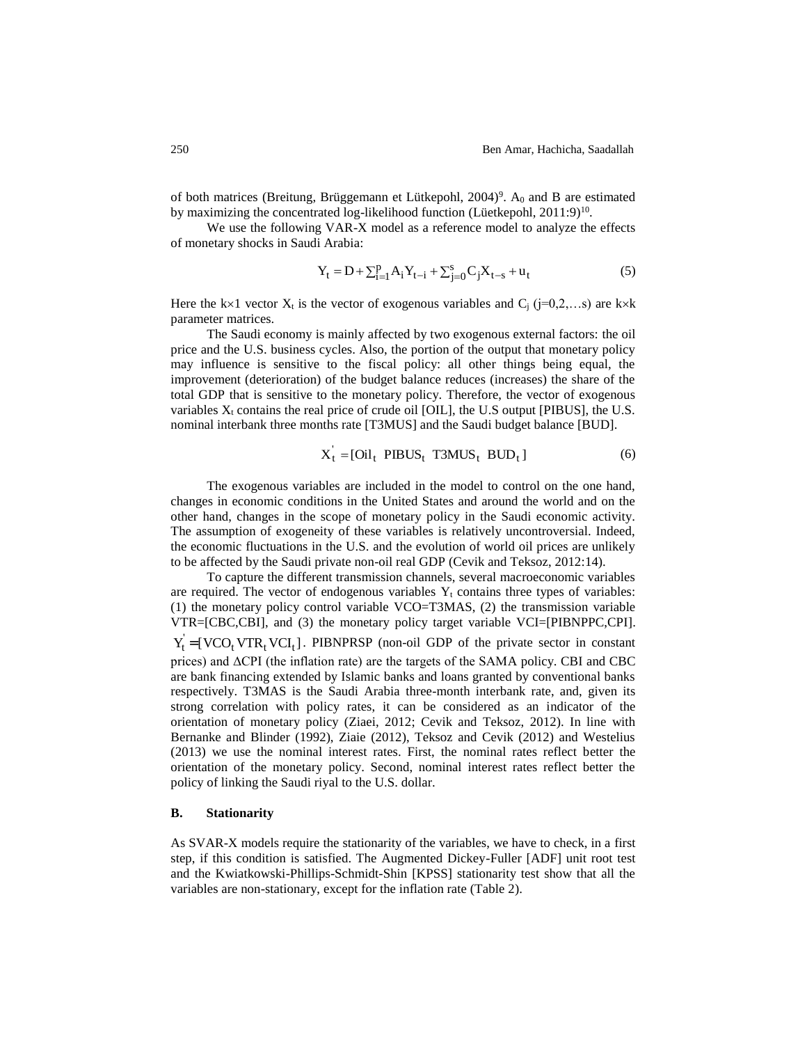of both matrices (Breitung, Brüggemann et Lütkepohl, 2004)[9]. $A_0$ and B are estimated by maximizing the concentrated log-likelihood function (Lüetkepohl, 2011:9)[10].

We use the following VAR-X model as a reference model to analyze the effects of monetary shocks in Saudi Arabia:

$$Y_t = D + \sum_{i=1}^{p} A_i Y_{t-i} + \sum_{j=0}^{s} C_j X_{t-s} + u_t \tag{5}$$

Here the k×1 vector $X_t$ is the vector of exogenous variables and $C_j$ (j=0,2,…s) are k×k parameter matrices.

The Saudi economy is mainly affected by two exogenous external factors: the oil price and the U.S. business cycles. Also, the portion of the output that monetary policy may influence is sensitive to the fiscal policy: all other things being equal, the improvement (deterioration) of the budget balance reduces (increases) the share of the total GDP that is sensitive to the monetary policy. Therefore, the vector of exogenous variables $X_t$ contains the real price of crude oil [OIL], the U.S output [PIBUS], the U.S. nominal interbank three months rate [T3MUS] and the Saudi budget balance [BUD].

$$X_t^{'} = [Oil_t \;\; PIBUS_t \;\; T3MUS_t \;\; BUD_t] \tag{6}$$

The exogenous variables are included in the model to control on the one hand, changes in economic conditions in the United States and around the world and on the other hand, changes in the scope of monetary policy in the Saudi economic activity. The assumption of exogeneity of these variables is relatively uncontroversial. Indeed, the economic fluctuations in the U.S. and the evolution of world oil prices are unlikely to be affected by the Saudi private non-oil real GDP (Cevik and Teksoz, 2012:14).

To capture the different transmission channels, several macroeconomic variables are required. The vector of endogenous variables $Y_t$ contains three types of variables: (1) the monetary policy control variable VCO=T3MAS, (2) the transmission variable VTR=[CBC,CBI], and (3) the monetary policy target variable VCI=[PIBNPPC,CPI]. $Y_t^{'} = [VCO_t \, VTR_t \, VCI_t]$. PIBNPRSP (non-oil GDP of the private sector in constant prices) and ΔCPI (the inflation rate) are the targets of the SAMA policy. CBI and CBC are bank financing extended by Islamic banks and loans granted by conventional banks respectively. T3MAS is the Saudi Arabia three-month interbank rate, and, given its strong correlation with policy rates, it can be considered as an indicator of the orientation of monetary policy (Ziaei, 2012; Cevik and Teksoz, 2012). In line with Bernanke and Blinder (1992), Ziaie (2012), Teksoz and Cevik (2012) and Westelius (2013) we use the nominal interest rates. First, the nominal rates reflect better the orientation of the monetary policy. Second, nominal interest rates reflect better the policy of linking the Saudi riyal to the U.S. dollar.

## B. Stationarity

As SVAR-X models require the stationarity of the variables, we have to check, in a first step, if this condition is satisfied. The Augmented Dickey-Fuller [ADF] unit root test and the Kwiatkowski-Phillips-Schmidt-Shin [KPSS] stationarity test show that all the variables are non-stationary, except for the inflation rate (Table 2).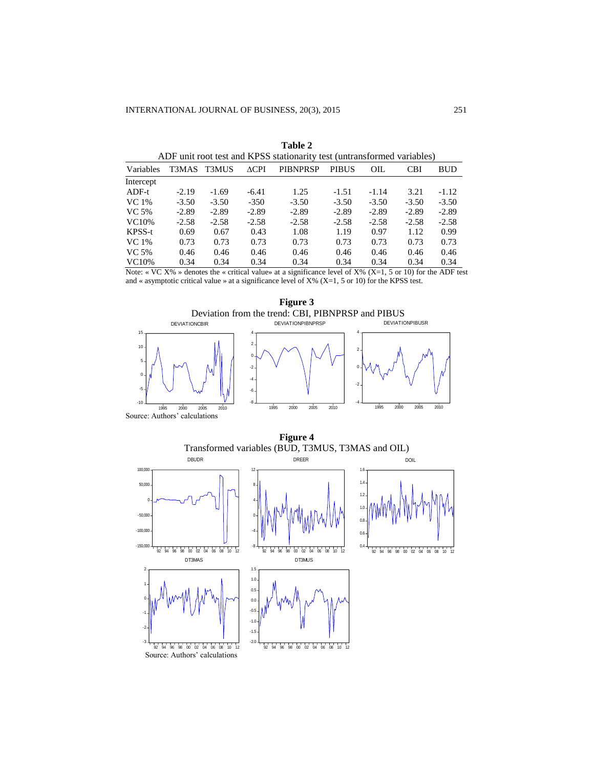**Table 2**

ADF unit root test and KPSS stationarity test (untransformed variables)

| Variables | T3MAS | T3MUS | ΔCPI | PIBNPRSP | PIBUS | OIL | CBI | BUD |
|---|---|---|---|---|---|---|---|---|
| Intercept | | | | | | | | |
| ADF-t | -2.19 | -1.69 | -6.41 | 1.25 | -1.51 | -1.14 | 3.21 | -1.12 |
| VC 1% | -3.50 | -3.50 | -350 | -3.50 | -3.50 | -3.50 | -3.50 | -3.50 |
| VC 5% | -2.89 | -2.89 | -2.89 | -2.89 | -2.89 | -2.89 | -2.89 | -2.89 |
| VC10% | -2.58 | -2.58 | -2.58 | -2.58 | -2.58 | -2.58 | -2.58 | -2.58 |
| KPSS-t | 0.69 | 0.67 | 0.43 | 1.08 | 1.19 | 0.97 | 1.12 | 0.99 |
| VC 1% | 0.73 | 0.73 | 0.73 | 0.73 | 0.73 | 0.73 | 0.73 | 0.73 |
| VC 5% | 0.46 | 0.46 | 0.46 | 0.46 | 0.46 | 0.46 | 0.46 | 0.46 |
| VC10% | 0.34 | 0.34 | 0.34 | 0.34 | 0.34 | 0.34 | 0.34 | 0.34 |

Note: « VC X% » denotes the « critical value» at a significance level of X% (X=1, 5 or 10) for the ADF test and « asymptotic critical value » at a significance level of X% (X=1, 5 or 10) for the KPSS test.

**Figure 3**

Deviation from the trend: CBI, PIBNPRSP and PIBUS

Source: Authors' calculations

**Figure 4**

Transformed variables (BUD, T3MUS, T3MAS and OIL)

Source: Authors' calculations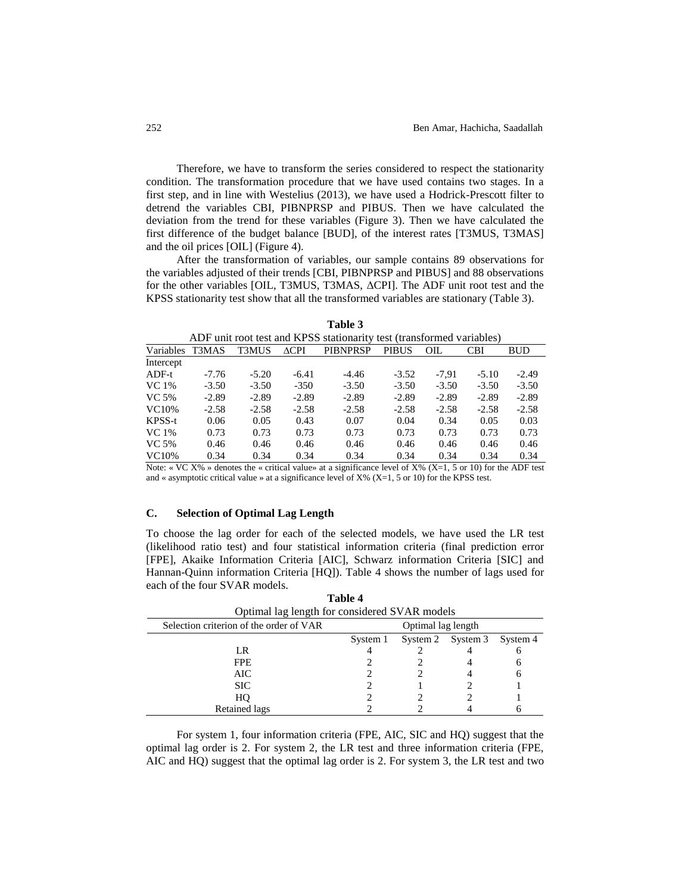Therefore, we have to transform the series considered to respect the stationarity condition. The transformation procedure that we have used contains two stages. In a first step, and in line with Westelius (2013), we have used a Hodrick-Prescott filter to detrend the variables CBI, PIBNPRSP and PIBUS. Then we have calculated the deviation from the trend for these variables (Figure 3). Then we have calculated the first difference of the budget balance [BUD], of the interest rates [T3MUS, T3MAS] and the oil prices [OIL] (Figure 4).

After the transformation of variables, our sample contains 89 observations for the variables adjusted of their trends [CBI, PIBNPRSP and PIBUS] and 88 observations for the other variables [OIL, T3MUS, T3MAS, ΔCPI]. The ADF unit root test and the KPSS stationarity test show that all the transformed variables are stationary (Table 3).

**Table 3**

ADF unit root test and KPSS stationarity test (transformed variables)

| Variables | T3MAS | T3MUS | ΔCPI | PIBNPRSP | PIBUS | OIL | CBI | BUD |
|---|---|---|---|---|---|---|---|---|
| Intercept | | | | | | | | |
| ADF-t | -7.76 | -5.20 | -6.41 | -4.46 | -3.52 | -7,91 | -5.10 | -2.49 |
| VC 1% | -3.50 | -3.50 | -350 | -3.50 | -3.50 | -3.50 | -3.50 | -3.50 |
| VC 5% | -2.89 | -2.89 | -2.89 | -2.89 | -2.89 | -2.89 | -2.89 | -2.89 |
| VC10% | -2.58 | -2.58 | -2.58 | -2.58 | -2.58 | -2.58 | -2.58 | -2.58 |
| KPSS-t | 0.06 | 0.05 | 0.43 | 0.07 | 0.04 | 0.34 | 0.05 | 0.03 |
| VC 1% | 0.73 | 0.73 | 0.73 | 0.73 | 0.73 | 0.73 | 0.73 | 0.73 |
| VC 5% | 0.46 | 0.46 | 0.46 | 0.46 | 0.46 | 0.46 | 0.46 | 0.46 |
| VC10% | 0.34 | 0.34 | 0.34 | 0.34 | 0.34 | 0.34 | 0.34 | 0.34 |

Note: « VC X% » denotes the « critical value» at a significance level of X% (X=1, 5 or 10) for the ADF test and « asymptotic critical value » at a significance level of X% (X=1, 5 or 10) for the KPSS test.

### C. Selection of Optimal Lag Length

To choose the lag order for each of the selected models, we have used the LR test (likelihood ratio test) and four statistical information criteria (final prediction error [FPE], Akaike Information Criteria [AIC], Schwarz information Criteria [SIC] and Hannan-Quinn information Criteria [HQ]). Table 4 shows the number of lags used for each of the four SVAR models.

**Table 4**

Optimal lag length for considered SVAR models

| Selection criterion of the order of VAR | Optimal lag length | | | |
|---|---|---|---|---|
| | System 1 | System 2 | System 3 | System 4 |
| LR | 4 | 2 | 4 | 6 |
| FPE | 2 | 2 | 4 | 6 |
| AIC | 2 | 2 | 4 | 6 |
| SIC | 2 | 1 | 2 | 1 |
| HQ | 2 | 2 | 2 | 1 |
| Retained lags | 2 | 2 | 4 | 6 |

For system 1, four information criteria (FPE, AIC, SIC and HQ) suggest that the optimal lag order is 2. For system 2, the LR test and three information criteria (FPE, AIC and HQ) suggest that the optimal lag order is 2. For system 3, the LR test and two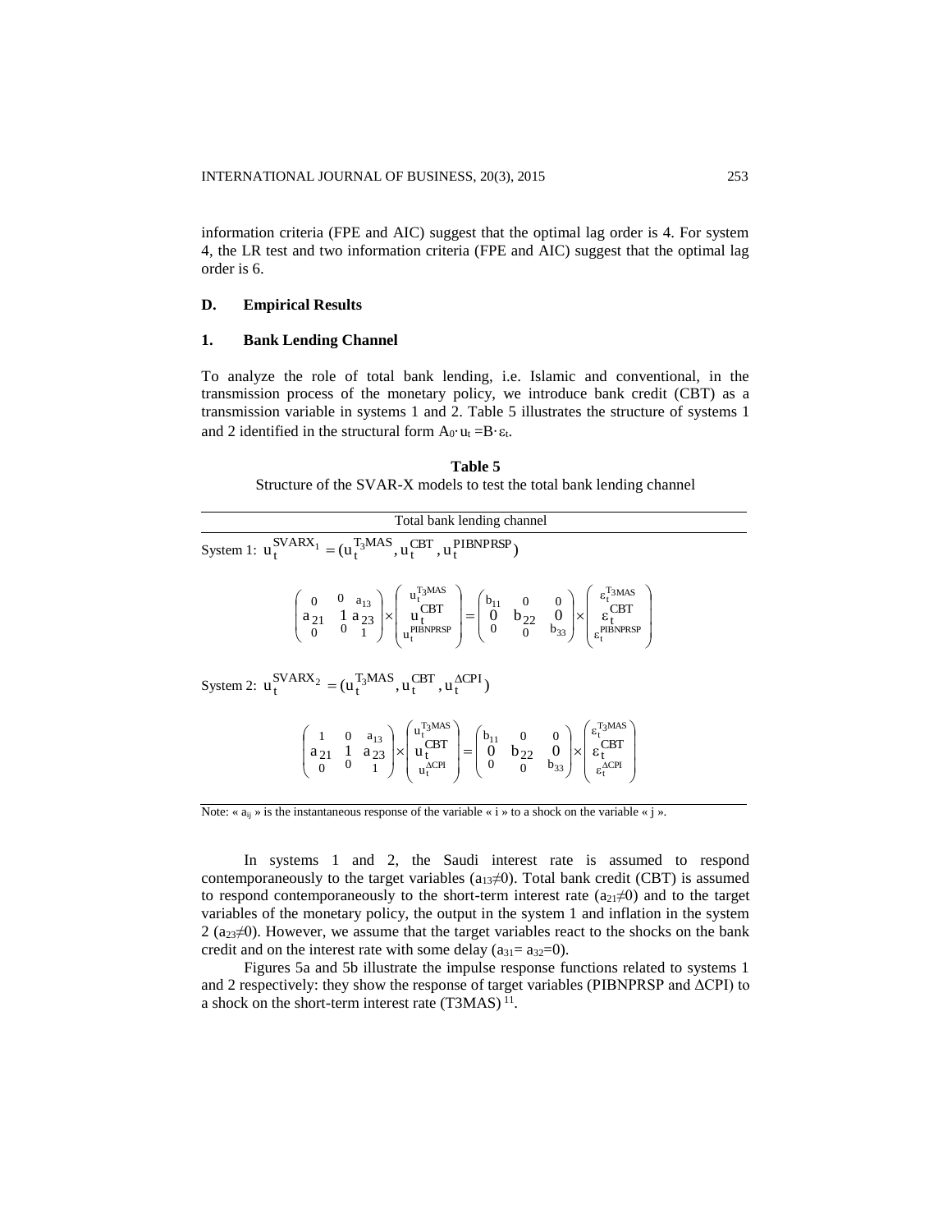information criteria (FPE and AIC) suggest that the optimal lag order is 4. For system 4, the LR test and two information criteria (FPE and AIC) suggest that the optimal lag order is 6.

## D. Empirical Results

### 1. Bank Lending Channel

To analyze the role of total bank lending, i.e. Islamic and conventional, in the transmission process of the monetary policy, we introduce bank credit (CBT) as a transmission variable in systems 1 and 2. Table 5 illustrates the structure of systems 1 and 2 identified in the structural form $A_0 \cdot u_t = B \cdot \varepsilon_t$.

**Table 5**

Structure of the SVAR-X models to test the total bank lending channel

Total bank lending channel

System 1: $u_t^{SVARX_1} = (u_t^{T_3MAS}, u_t^{CBT}, u_t^{PIBNPRSP})$

$$\begin{pmatrix} 0 & 0 & a_{13} \\ a_{21} & 1 & a_{23} \\ 0 & 0 & 1 \end{pmatrix} \times \begin{pmatrix} u_t^{T_3MAS} \\ u_t^{CBT} \\ u_t^{PIBNPRSP} \end{pmatrix} = \begin{pmatrix} b_{11} & 0 & 0 \\ 0 & b_{22} & 0 \\ 0 & 0 & b_{33} \end{pmatrix} \times \begin{pmatrix} \varepsilon_t^{T_3MAS} \\ \varepsilon_t^{CBT} \\ \varepsilon_t^{PIBNPRSP} \end{pmatrix}$$

System 2: $u_t^{SVARX_2} = (u_t^{T_3MAS}, u_t^{CBT}, u_t^{\Delta CPI})$

$$\begin{pmatrix} 1 & 0 & a_{13} \\ a_{21} & 1 & a_{23} \\ 0 & 0 & 1 \end{pmatrix} \times \begin{pmatrix} u_t^{T_3MAS} \\ u_t^{CBT} \\ u_t^{\Delta CPI} \end{pmatrix} = \begin{pmatrix} b_{11} & 0 & 0 \\ 0 & b_{22} & 0 \\ 0 & 0 & b_{33} \end{pmatrix} \times \begin{pmatrix} \varepsilon_t^{T_3MAS} \\ \varepsilon_t^{CBT} \\ \varepsilon_t^{\Delta CPI} \end{pmatrix}$$

Note: « $a_{ij}$ » is the instantaneous response of the variable « i » to a shock on the variable « j ».

In systems 1 and 2, the Saudi interest rate is assumed to respond contemporaneously to the target variables ($a_{13} \neq 0$). Total bank credit (CBT) is assumed to respond contemporaneously to the short-term interest rate ($a_{21} \neq 0$) and to the target variables of the monetary policy, the output in the system 1 and inflation in the system 2 ($a_{23} \neq 0$). However, we assume that the target variables react to the shocks on the bank credit and on the interest rate with some delay ($a_{31} = a_{32} = 0$).

Figures 5a and 5b illustrate the impulse response functions related to systems 1 and 2 respectively: they show the response of target variables (PIBNPRSP and ΔCPI) to a shock on the short-term interest rate (T3MAS) [11].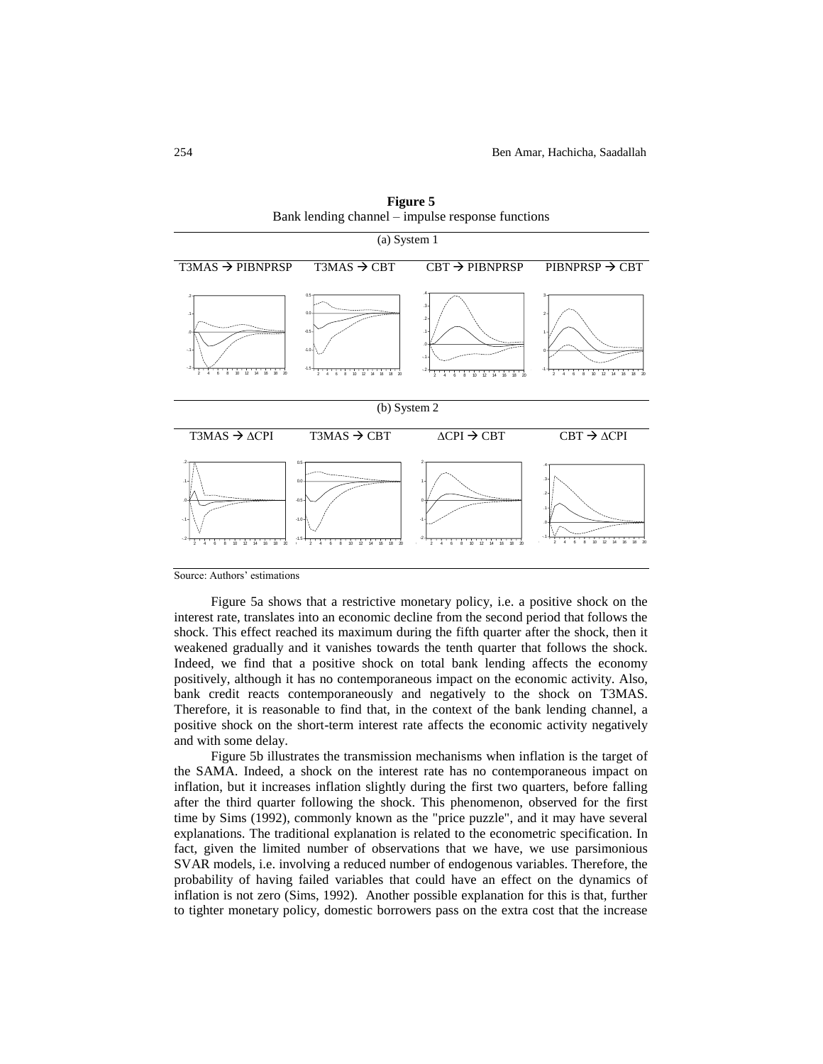**Figure 5**
Bank lending channel – impulse response functions

(a) System 1

T3MAS → PIBNPRSP    T3MAS → CBT    CBT → PIBNPRSP    PIBNPRSP → CBT

(b) System 2

T3MAS → ΔCPI    T3MAS → CBT    ΔCPI → CBT    CBT → ΔCPI

Source: Authors' estimations

Figure 5a shows that a restrictive monetary policy, i.e. a positive shock on the interest rate, translates into an economic decline from the second period that follows the shock. This effect reached its maximum during the fifth quarter after the shock, then it weakened gradually and it vanishes towards the tenth quarter that follows the shock. Indeed, we find that a positive shock on total bank lending affects the economy positively, although it has no contemporaneous impact on the economic activity. Also, bank credit reacts contemporaneously and negatively to the shock on T3MAS. Therefore, it is reasonable to find that, in the context of the bank lending channel, a positive shock on the short-term interest rate affects the economic activity negatively and with some delay.

Figure 5b illustrates the transmission mechanisms when inflation is the target of the SAMA. Indeed, a shock on the interest rate has no contemporaneous impact on inflation, but it increases inflation slightly during the first two quarters, before falling after the third quarter following the shock. This phenomenon, observed for the first time by Sims (1992), commonly known as the "price puzzle", and it may have several explanations. The traditional explanation is related to the econometric specification. In fact, given the limited number of observations that we have, we use parsimonious SVAR models, i.e. involving a reduced number of endogenous variables. Therefore, the probability of having failed variables that could have an effect on the dynamics of inflation is not zero (Sims, 1992). Another possible explanation for this is that, further to tighter monetary policy, domestic borrowers pass on the extra cost that the increase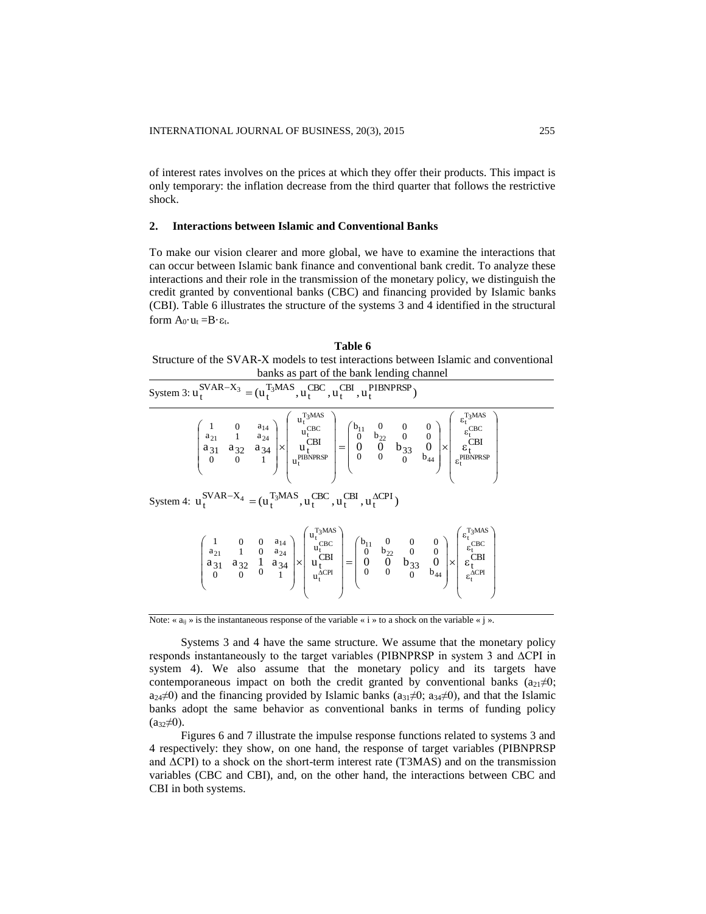of interest rates involves on the prices at which they offer their products. This impact is only temporary: the inflation decrease from the third quarter that follows the restrictive shock.

## 2. Interactions between Islamic and Conventional Banks

To make our vision clearer and more global, we have to examine the interactions that can occur between Islamic bank finance and conventional bank credit. To analyze these interactions and their role in the transmission of the monetary policy, we distinguish the credit granted by conventional banks (CBC) and financing provided by Islamic banks (CBI). Table 6 illustrates the structure of the systems 3 and 4 identified in the structural form $A_0 \cdot u_t = B \cdot \varepsilon_t$.

**Table 6**

Structure of the SVAR-X models to test interactions between Islamic and conventional banks as part of the bank lending channel

System 3: $u_t^{SVAR-X_3} = (u_t^{T_3MAS}, u_t^{CBC}, u_t^{CBI}, u_t^{PIBNPRSP})$

$$\begin{pmatrix} 1 & 0 & a_{14} \\ a_{21} & 1 & a_{24} \\ a_{31} & a_{32} & a_{34} \\ 0 & 0 & 1 \end{pmatrix} \times \begin{pmatrix} u_t^{T_3MAS} \\ u_t^{CBC} \\ u_t^{CBI} \\ u_t^{PIBNPRSP} \end{pmatrix} = \begin{pmatrix} b_{11} & 0 & 0 & 0 \\ 0 & b_{22} & 0 & 0 \\ 0 & 0 & b_{33} & 0 \\ 0 & 0 & 0 & b_{44} \end{pmatrix} \times \begin{pmatrix} \varepsilon_t^{T_3MAS} \\ \varepsilon_t^{CBC} \\ \varepsilon_t^{CBI} \\ \varepsilon_t^{PIBNPRSP} \end{pmatrix}$$

System 4: $u_t^{SVAR-X_4} = (u_t^{T_3MAS}, u_t^{CBC}, u_t^{CBI}, u_t^{\Delta CPI})$

$$\begin{pmatrix} 1 & 0 & 0 & a_{14} \\ a_{21} & 1 & 0 & a_{24} \\ a_{31} & a_{32} & 1 & a_{34} \\ 0 & 0 & 0 & 1 \end{pmatrix} \times \begin{pmatrix} u_t^{T_3MAS} \\ u_t^{CBC} \\ u_t^{CBI} \\ u_t^{\Delta CPI} \end{pmatrix} = \begin{pmatrix} b_{11} & 0 & 0 & 0 \\ 0 & b_{22} & 0 & 0 \\ 0 & 0 & b_{33} & 0 \\ 0 & 0 & 0 & b_{44} \end{pmatrix} \times \begin{pmatrix} \varepsilon_t^{T_3MAS} \\ \varepsilon_t^{CBC} \\ \varepsilon_t^{CBI} \\ \varepsilon_t^{\Delta CPI} \end{pmatrix}$$

Note: « $a_{ij}$ » is the instantaneous response of the variable « i » to a shock on the variable « j ».

Systems 3 and 4 have the same structure. We assume that the monetary policy responds instantaneously to the target variables (PIBNPRSP in system 3 and ΔCPI in system 4). We also assume that the monetary policy and its targets have contemporaneous impact on both the credit granted by conventional banks ($a_{21} \neq 0$; $a_{24} \neq 0$) and the financing provided by Islamic banks ($a_{31} \neq 0$; $a_{34} \neq 0$), and that the Islamic banks adopt the same behavior as conventional banks in terms of funding policy ($a_{32} \neq 0$).

Figures 6 and 7 illustrate the impulse response functions related to systems 3 and 4 respectively: they show, on one hand, the response of target variables (PIBNPRSP and ΔCPI) to a shock on the short-term interest rate (T3MAS) and on the transmission variables (CBC and CBI), and, on the other hand, the interactions between CBC and CBI in both systems.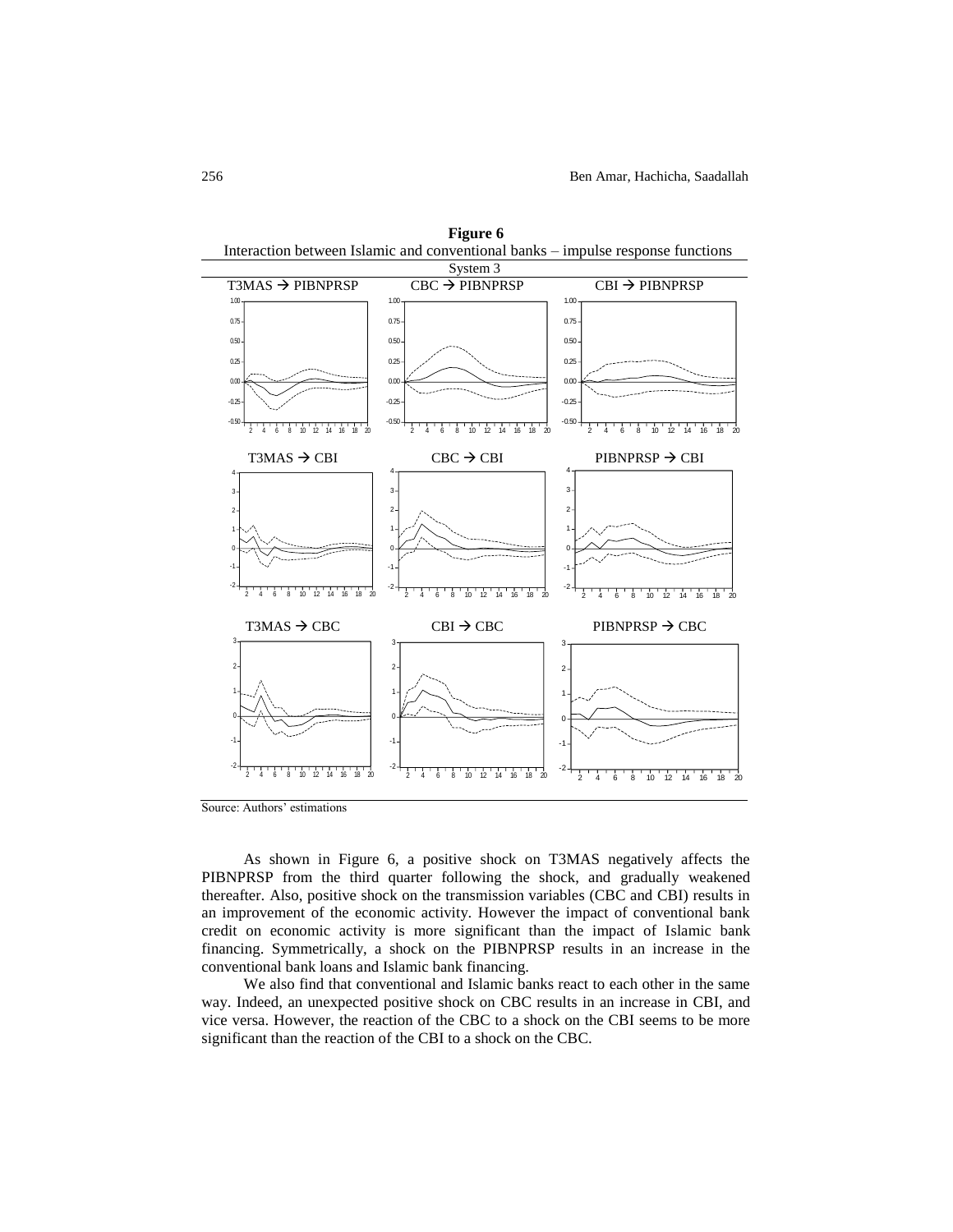**Figure 6**

Interaction between Islamic and conventional banks – impulse response functions

System 3

Source: Authors' estimations

As shown in Figure 6, a positive shock on T3MAS negatively affects the PIBNPRSP from the third quarter following the shock, and gradually weakened thereafter. Also, positive shock on the transmission variables (CBC and CBI) results in an improvement of the economic activity. However the impact of conventional bank credit on economic activity is more significant than the impact of Islamic bank financing. Symmetrically, a shock on the PIBNPRSP results in an increase in the conventional bank loans and Islamic bank financing.

We also find that conventional and Islamic banks react to each other in the same way. Indeed, an unexpected positive shock on CBC results in an increase in CBI, and vice versa. However, the reaction of the CBC to a shock on the CBI seems to be more significant than the reaction of the CBI to a shock on the CBC.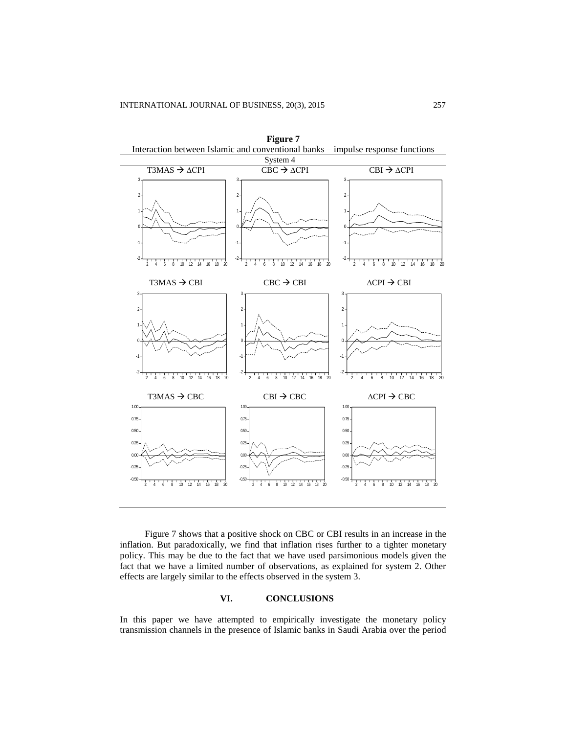**Figure 7**

Interaction between Islamic and conventional banks – impulse response functions

System 4

T3MAS → ΔCPI | CBC → ΔCPI | CBI → ΔCPI

T3MAS → CBI | CBC → CBI | ΔCPI → CBI

T3MAS → CBC | CBI → CBC | ΔCPI → CBC

Figure 7 shows that a positive shock on CBC or CBI results in an increase in the inflation. But paradoxically, we find that inflation rises further to a tighter monetary policy. This may be due to the fact that we have used parsimonious models given the fact that we have a limited number of observations, as explained for system 2. Other effects are largely similar to the effects observed in the system 3.

## VI. CONCLUSIONS

In this paper we have attempted to empirically investigate the monetary policy transmission channels in the presence of Islamic banks in Saudi Arabia over the period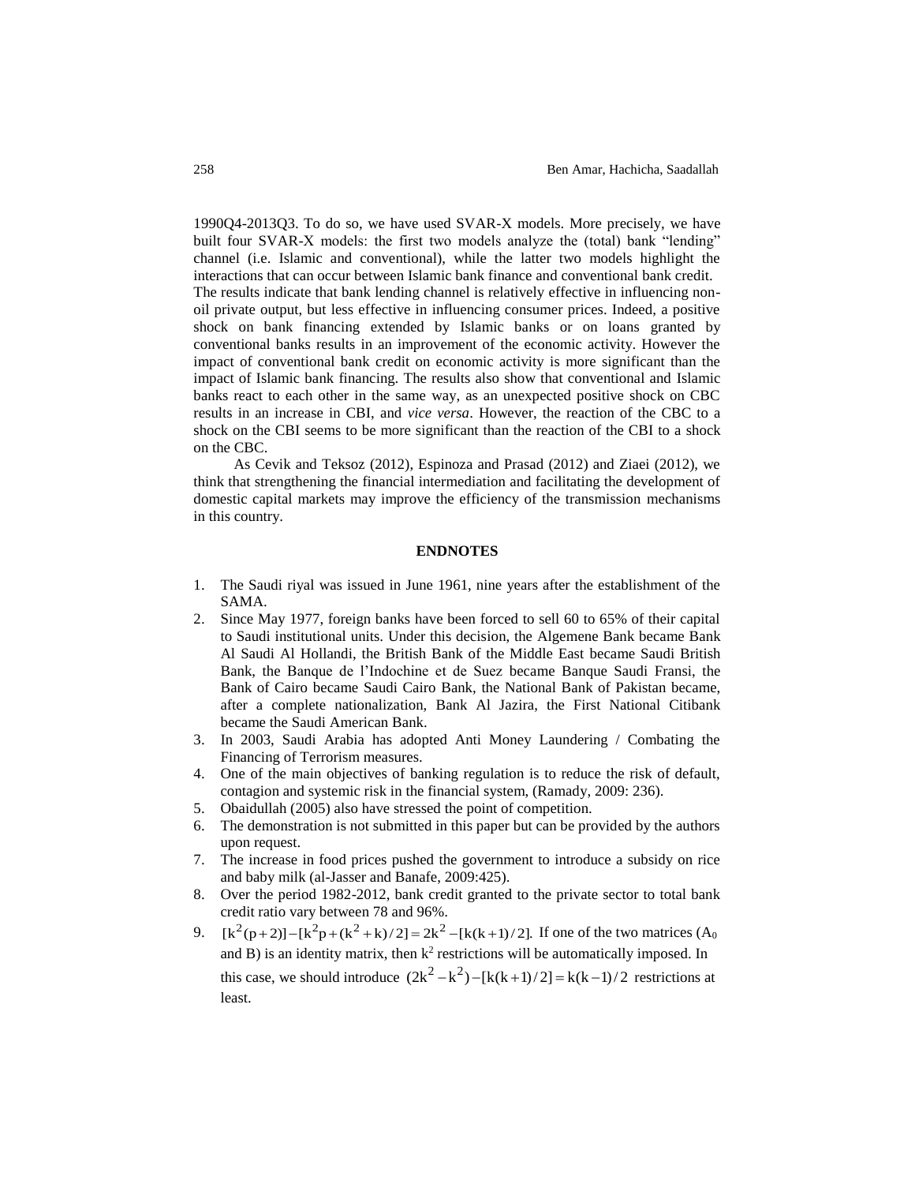1990Q4-2013Q3. To do so, we have used SVAR-X models. More precisely, we have built four SVAR-X models: the first two models analyze the (total) bank "lending" channel (i.e. Islamic and conventional), while the latter two models highlight the interactions that can occur between Islamic bank finance and conventional bank credit. The results indicate that bank lending channel is relatively effective in influencing non-oil private output, but less effective in influencing consumer prices. Indeed, a positive shock on bank financing extended by Islamic banks or on loans granted by conventional banks results in an improvement of the economic activity. However the impact of conventional bank credit on economic activity is more significant than the impact of Islamic bank financing. The results also show that conventional and Islamic banks react to each other in the same way, as an unexpected positive shock on CBC results in an increase in CBI, and *vice versa*. However, the reaction of the CBC to a shock on the CBI seems to be more significant than the reaction of the CBI to a shock on the CBC.

As Cevik and Teksoz (2012), Espinoza and Prasad (2012) and Ziaei (2012), we think that strengthening the financial intermediation and facilitating the development of domestic capital markets may improve the efficiency of the transmission mechanisms in this country.

## ENDNOTES

1. The Saudi riyal was issued in June 1961, nine years after the establishment of the SAMA.
2. Since May 1977, foreign banks have been forced to sell 60 to 65% of their capital to Saudi institutional units. Under this decision, the Algemene Bank became Bank Al Saudi Al Hollandi, the British Bank of the Middle East became Saudi British Bank, the Banque de l'Indochine et de Suez became Banque Saudi Fransi, the Bank of Cairo became Saudi Cairo Bank, the National Bank of Pakistan became, after a complete nationalization, Bank Al Jazira, the First National Citibank became the Saudi American Bank.
3. In 2003, Saudi Arabia has adopted Anti Money Laundering / Combating the Financing of Terrorism measures.
4. One of the main objectives of banking regulation is to reduce the risk of default, contagion and systemic risk in the financial system, (Ramady, 2009: 236).
5. Obaidullah (2005) also have stressed the point of competition.
6. The demonstration is not submitted in this paper but can be provided by the authors upon request.
7. The increase in food prices pushed the government to introduce a subsidy on rice and baby milk (al-Jasser and Banafe, 2009:425).
8. Over the period 1982-2012, bank credit granted to the private sector to total bank credit ratio vary between 78 and 96%.
9. $[k^2(p+2)]-[k^2p+(k^2+k)/2]=2k^2-[k(k+1)/2]$. If one of the two matrices ($A_0$ and B) is an identity matrix, then $k^2$ restrictions will be automatically imposed. In this case, we should introduce $(2k^2-k^2)-[k(k+1)/2]=k(k-1)/2$ restrictions at least.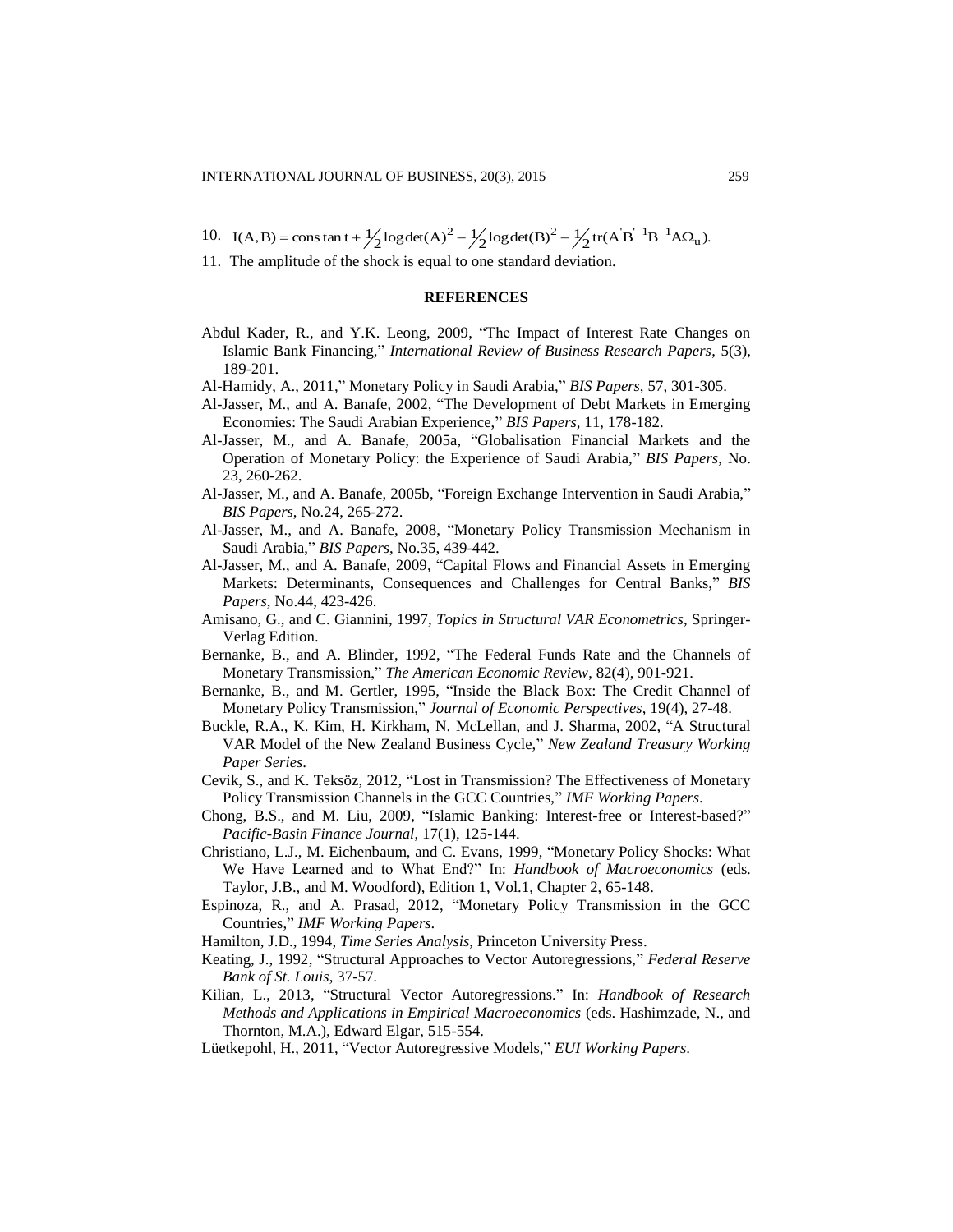10. $I(A,B) = \text{constant} + \frac{1}{2}\log\det(A)^2 - \frac{1}{2}\log\det(B)^2 - \frac{1}{2}\text{tr}(A'B'^{-1}B^{-1}A\Omega_u)$.

11. The amplitude of the shock is equal to one standard deviation.

## REFERENCES

Abdul Kader, R., and Y.K. Leong, 2009, "The Impact of Interest Rate Changes on Islamic Bank Financing," *International Review of Business Research Papers*, 5(3), 189-201.

Al-Hamidy, A., 2011," Monetary Policy in Saudi Arabia," *BIS Papers*, 57, 301-305.

Al-Jasser, M., and A. Banafe, 2002, "The Development of Debt Markets in Emerging Economies: The Saudi Arabian Experience," *BIS Papers*, 11, 178-182.

Al-Jasser, M., and A. Banafe, 2005a, "Globalisation Financial Markets and the Operation of Monetary Policy: the Experience of Saudi Arabia," *BIS Papers*, No. 23, 260-262.

Al-Jasser, M., and A. Banafe, 2005b, "Foreign Exchange Intervention in Saudi Arabia," *BIS Papers*, No.24, 265-272.

Al-Jasser, M., and A. Banafe, 2008, "Monetary Policy Transmission Mechanism in Saudi Arabia," *BIS Papers*, No.35, 439-442.

Al-Jasser, M., and A. Banafe, 2009, "Capital Flows and Financial Assets in Emerging Markets: Determinants, Consequences and Challenges for Central Banks," *BIS Papers*, No.44, 423-426.

Amisano, G., and C. Giannini, 1997, *Topics in Structural VAR Econometrics*, Springer-Verlag Edition.

Bernanke, B., and A. Blinder, 1992, "The Federal Funds Rate and the Channels of Monetary Transmission," *The American Economic Review*, 82(4), 901-921.

Bernanke, B., and M. Gertler, 1995, "Inside the Black Box: The Credit Channel of Monetary Policy Transmission," *Journal of Economic Perspectives*, 19(4), 27-48.

Buckle, R.A., K. Kim, H. Kirkham, N. McLellan, and J. Sharma, 2002, "A Structural VAR Model of the New Zealand Business Cycle," *New Zealand Treasury Working Paper Series*.

Cevik, S., and K. Teksöz, 2012, "Lost in Transmission? The Effectiveness of Monetary Policy Transmission Channels in the GCC Countries," *IMF Working Papers*.

Chong, B.S., and M. Liu, 2009, "Islamic Banking: Interest-free or Interest-based?" *Pacific-Basin Finance Journal*, 17(1), 125-144.

Christiano, L.J., M. Eichenbaum, and C. Evans, 1999, "Monetary Policy Shocks: What We Have Learned and to What End?" In: *Handbook of Macroeconomics* (eds. Taylor, J.B., and M. Woodford), Edition 1, Vol.1, Chapter 2, 65-148.

Espinoza, R., and A. Prasad, 2012, "Monetary Policy Transmission in the GCC Countries," *IMF Working Papers*.

Hamilton, J.D., 1994, *Time Series Analysis*, Princeton University Press.

Keating, J., 1992, "Structural Approaches to Vector Autoregressions," *Federal Reserve Bank of St. Louis*, 37-57.

Kilian, L., 2013, "Structural Vector Autoregressions." In: *Handbook of Research Methods and Applications in Empirical Macroeconomics* (eds. Hashimzade, N., and Thornton, M.A.), Edward Elgar, 515-554.

Lüetkepohl, H., 2011, "Vector Autoregressive Models," *EUI Working Papers*.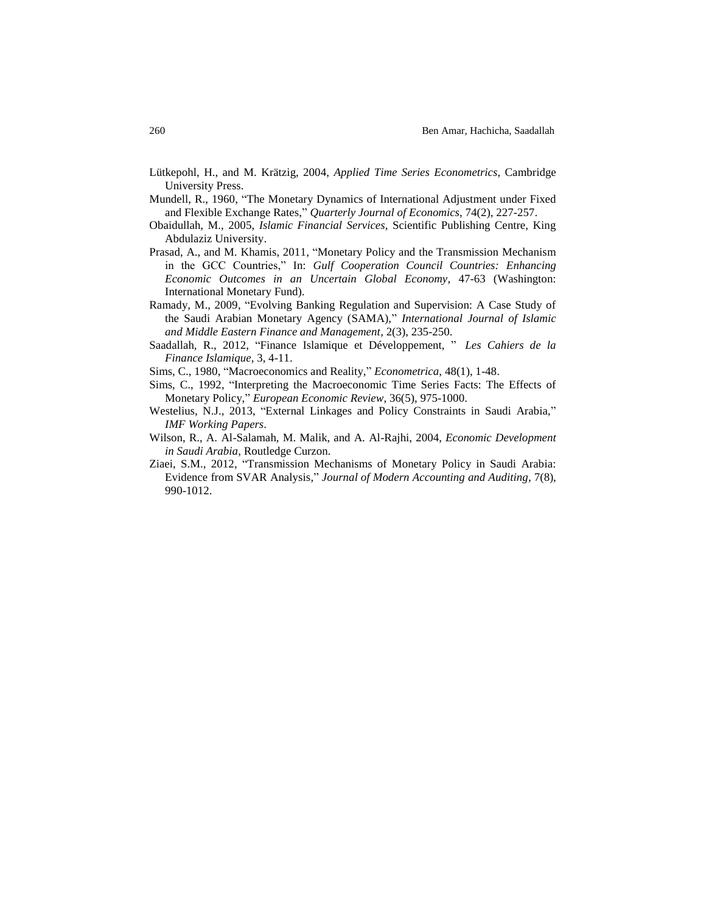Lütkepohl, H., and M. Krätzig, 2004, *Applied Time Series Econometrics*, Cambridge University Press.

Mundell, R., 1960, "The Monetary Dynamics of International Adjustment under Fixed and Flexible Exchange Rates," *Quarterly Journal of Economics*, 74(2), 227-257.

Obaidullah, M., 2005, *Islamic Financial Services*, Scientific Publishing Centre, King Abdulaziz University.

Prasad, A., and M. Khamis, 2011, "Monetary Policy and the Transmission Mechanism in the GCC Countries," In: *Gulf Cooperation Council Countries: Enhancing Economic Outcomes in an Uncertain Global Economy*, 47-63 (Washington: International Monetary Fund).

Ramady, M., 2009, "Evolving Banking Regulation and Supervision: A Case Study of the Saudi Arabian Monetary Agency (SAMA)," *International Journal of Islamic and Middle Eastern Finance and Management*, 2(3), 235-250.

Saadallah, R., 2012, "Finance Islamique et Développement, " *Les Cahiers de la Finance Islamique*, 3, 4-11.

Sims, C., 1980, "Macroeconomics and Reality," *Econometrica*, 48(1), 1-48.

Sims, C., 1992, "Interpreting the Macroeconomic Time Series Facts: The Effects of Monetary Policy," *European Economic Review*, 36(5), 975-1000.

Westelius, N.J., 2013, "External Linkages and Policy Constraints in Saudi Arabia," *IMF Working Papers*.

Wilson, R., A. Al-Salamah, M. Malik, and A. Al-Rajhi, 2004, *Economic Development in Saudi Arabia*, Routledge Curzon.

Ziaei, S.M., 2012, "Transmission Mechanisms of Monetary Policy in Saudi Arabia: Evidence from SVAR Analysis," *Journal of Modern Accounting and Auditing*, 7(8), 990-1012.